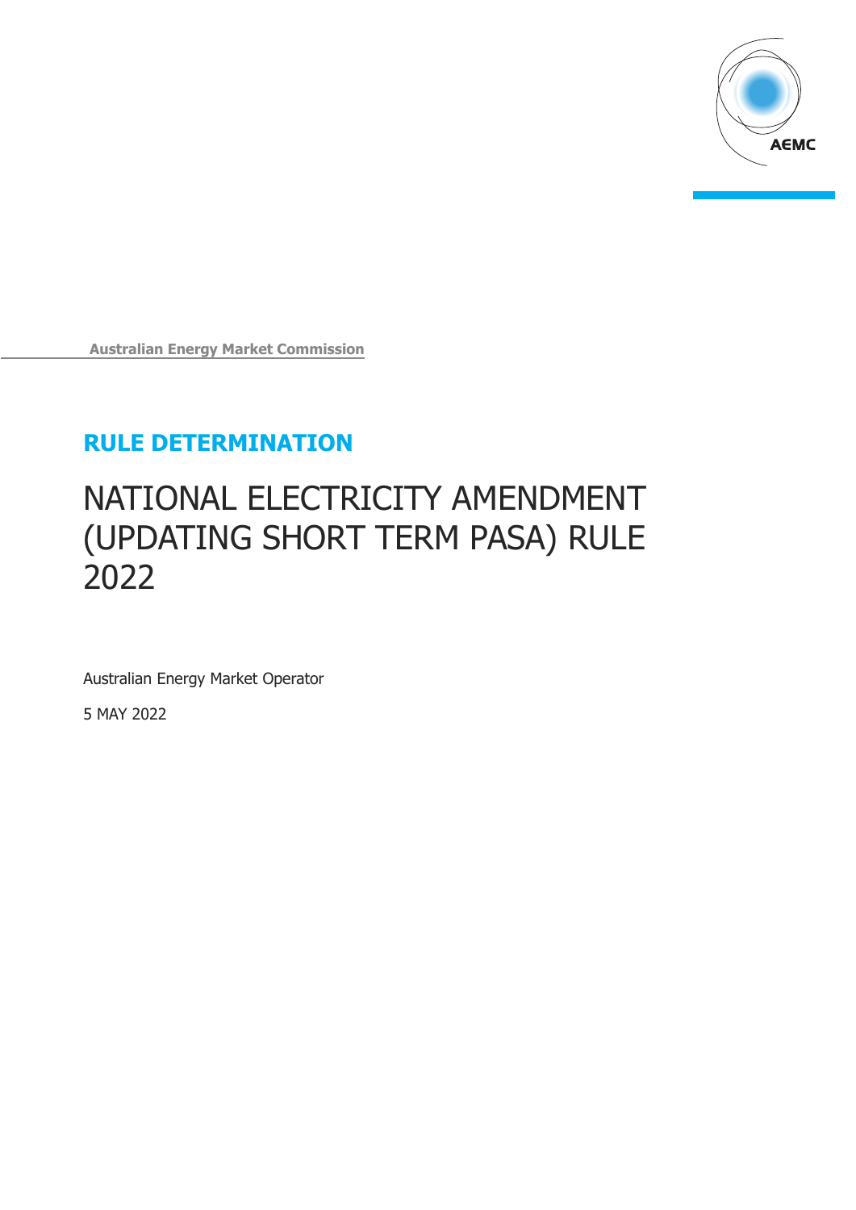AEMC

Australian Energy Market Commission

## RULE DETERMINATION

# NATIONAL ELECTRICITY AMENDMENT (UPDATING SHORT TERM PASA) RULE 2022

Australian Energy Market Operator

5 MAY 2022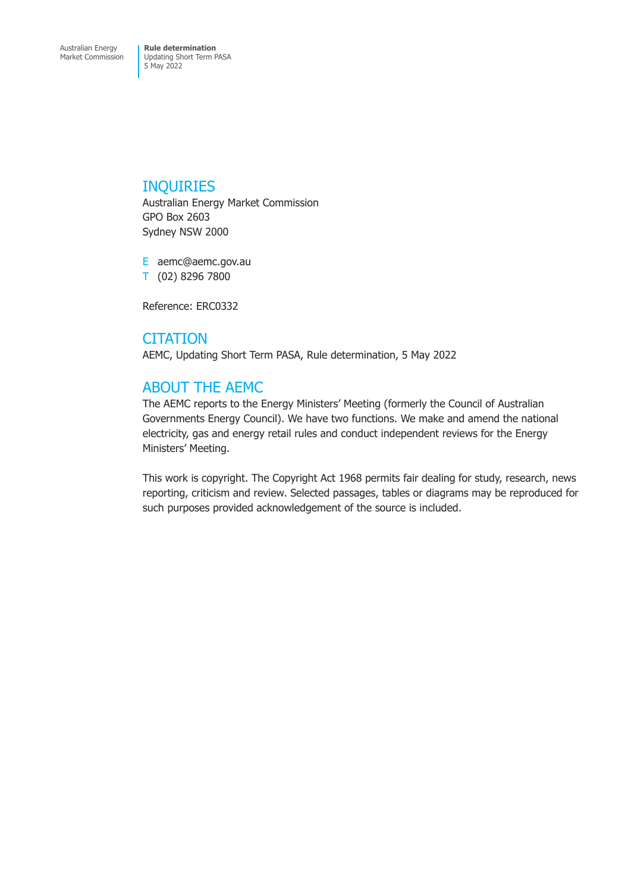## INQUIRIES

Australian Energy Market Commission
GPO Box 2603
Sydney NSW 2000

E aemc@aemc.gov.au
T (02) 8296 7800

Reference: ERC0332

## CITATION

AEMC, Updating Short Term PASA, Rule determination, 5 May 2022

## ABOUT THE AEMC

The AEMC reports to the Energy Ministers' Meeting (formerly the Council of Australian Governments Energy Council). We have two functions. We make and amend the national electricity, gas and energy retail rules and conduct independent reviews for the Energy Ministers' Meeting.

This work is copyright. The Copyright Act 1968 permits fair dealing for study, research, news reporting, criticism and review. Selected passages, tables or diagrams may be reproduced for such purposes provided acknowledgement of the source is included.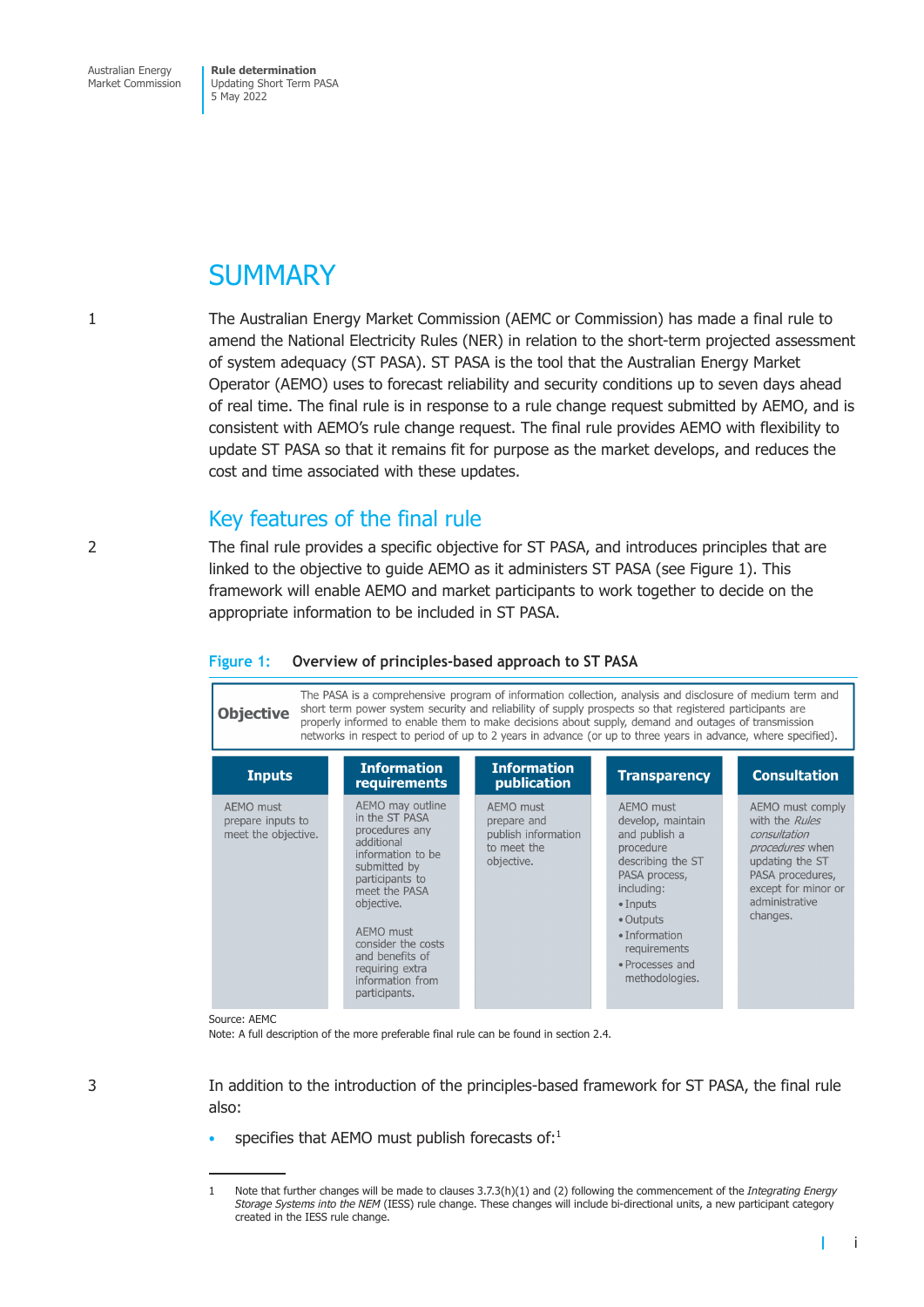# SUMMARY

1 The Australian Energy Market Commission (AEMC or Commission) has made a final rule to amend the National Electricity Rules (NER) in relation to the short-term projected assessment of system adequacy (ST PASA). ST PASA is the tool that the Australian Energy Market Operator (AEMO) uses to forecast reliability and security conditions up to seven days ahead of real time. The final rule is in response to a rule change request submitted by AEMO, and is consistent with AEMO's rule change request. The final rule provides AEMO with flexibility to update ST PASA so that it remains fit for purpose as the market develops, and reduces the cost and time associated with these updates.

## Key features of the final rule

2 The final rule provides a specific objective for ST PASA, and introduces principles that are linked to the objective to guide AEMO as it administers ST PASA (see Figure 1). This framework will enable AEMO and market participants to work together to decide on the appropriate information to be included in ST PASA.

**Figure 1: Overview of principles-based approach to ST PASA**

**Objective**

The PASA is a comprehensive program of information collection, analysis and disclosure of medium term and short term power system security and reliability of supply prospects so that registered participants are properly informed to enable them to make decisions about supply, demand and outages of transmission networks in respect to period of up to 2 years in advance (or up to three years in advance, where specified).

| Inputs | Information requirements | Information publication | Transparency | Consultation |
|---|---|---|---|---|
| AEMO must prepare inputs to meet the objective. | AEMO may outline in the ST PASA procedures any additional information to be submitted by participants to meet the PASA objective.<br><br>AEMO must consider the costs and benefits of requiring extra information from participants. | AEMO must prepare and publish information to meet the objective. | AEMO must develop, maintain and publish a procedure describing the ST PASA process, including:<br>• Inputs<br>• Outputs<br>• Information requirements<br>• Processes and methodologies. | AEMO must comply with the *Rules consultation procedures* when updating the ST PASA procedures, except for minor or administrative changes. |

Source: AEMC
Note: A full description of the more preferable final rule can be found in section 2.4.

3 In addition to the introduction of the principles-based framework for ST PASA, the final rule also:

- specifies that AEMO must publish forecasts of:[1]

---

1 Note that further changes will be made to clauses 3.7.3(h)(1) and (2) following the commencement of the *Integrating Energy Storage Systems into the NEM* (IESS) rule change. These changes will include bi-directional units, a new participant category created in the IESS rule change.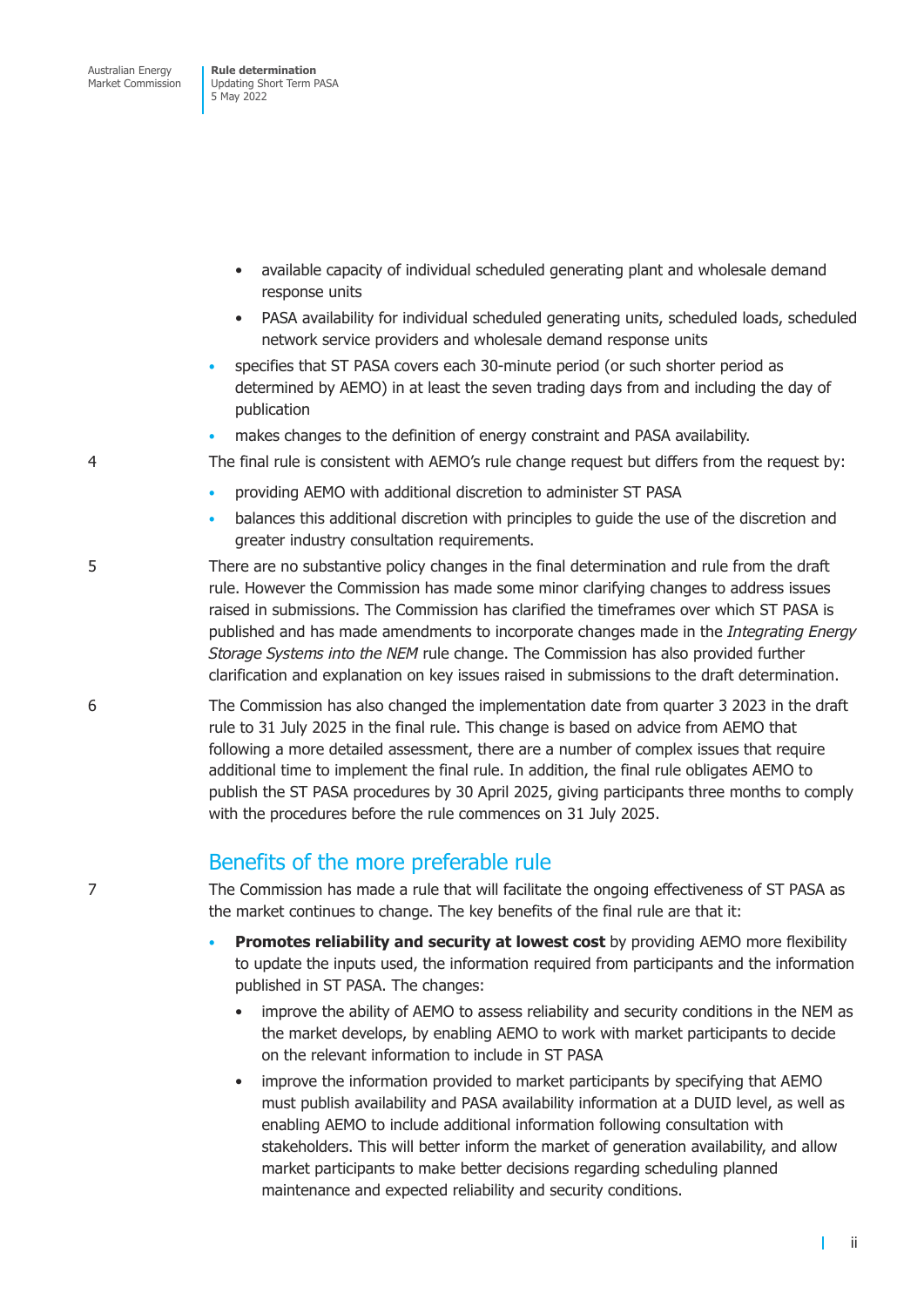- available capacity of individual scheduled generating plant and wholesale demand response units
  - PASA availability for individual scheduled generating units, scheduled loads, scheduled network service providers and wholesale demand response units
- specifies that ST PASA covers each 30-minute period (or such shorter period as determined by AEMO) in at least the seven trading days from and including the day of publication
- makes changes to the definition of energy constraint and PASA availability.

4 The final rule is consistent with AEMO's rule change request but differs from the request by:

- providing AEMO with additional discretion to administer ST PASA
- balances this additional discretion with principles to guide the use of the discretion and greater industry consultation requirements.

5 There are no substantive policy changes in the final determination and rule from the draft rule. However the Commission has made some minor clarifying changes to address issues raised in submissions. The Commission has clarified the timeframes over which ST PASA is published and has made amendments to incorporate changes made in the *Integrating Energy Storage Systems into the NEM* rule change. The Commission has also provided further clarification and explanation on key issues raised in submissions to the draft determination.

6 The Commission has also changed the implementation date from quarter 3 2023 in the draft rule to 31 July 2025 in the final rule. This change is based on advice from AEMO that following a more detailed assessment, there are a number of complex issues that require additional time to implement the final rule. In addition, the final rule obligates AEMO to publish the ST PASA procedures by 30 April 2025, giving participants three months to comply with the procedures before the rule commences on 31 July 2025.

## Benefits of the more preferable rule

7 The Commission has made a rule that will facilitate the ongoing effectiveness of ST PASA as the market continues to change. The key benefits of the final rule are that it:

- **Promotes reliability and security at lowest cost** by providing AEMO more flexibility to update the inputs used, the information required from participants and the information published in ST PASA. The changes:
  - improve the ability of AEMO to assess reliability and security conditions in the NEM as the market develops, by enabling AEMO to work with market participants to decide on the relevant information to include in ST PASA
  - improve the information provided to market participants by specifying that AEMO must publish availability and PASA availability information at a DUID level, as well as enabling AEMO to include additional information following consultation with stakeholders. This will better inform the market of generation availability, and allow market participants to make better decisions regarding scheduling planned maintenance and expected reliability and security conditions.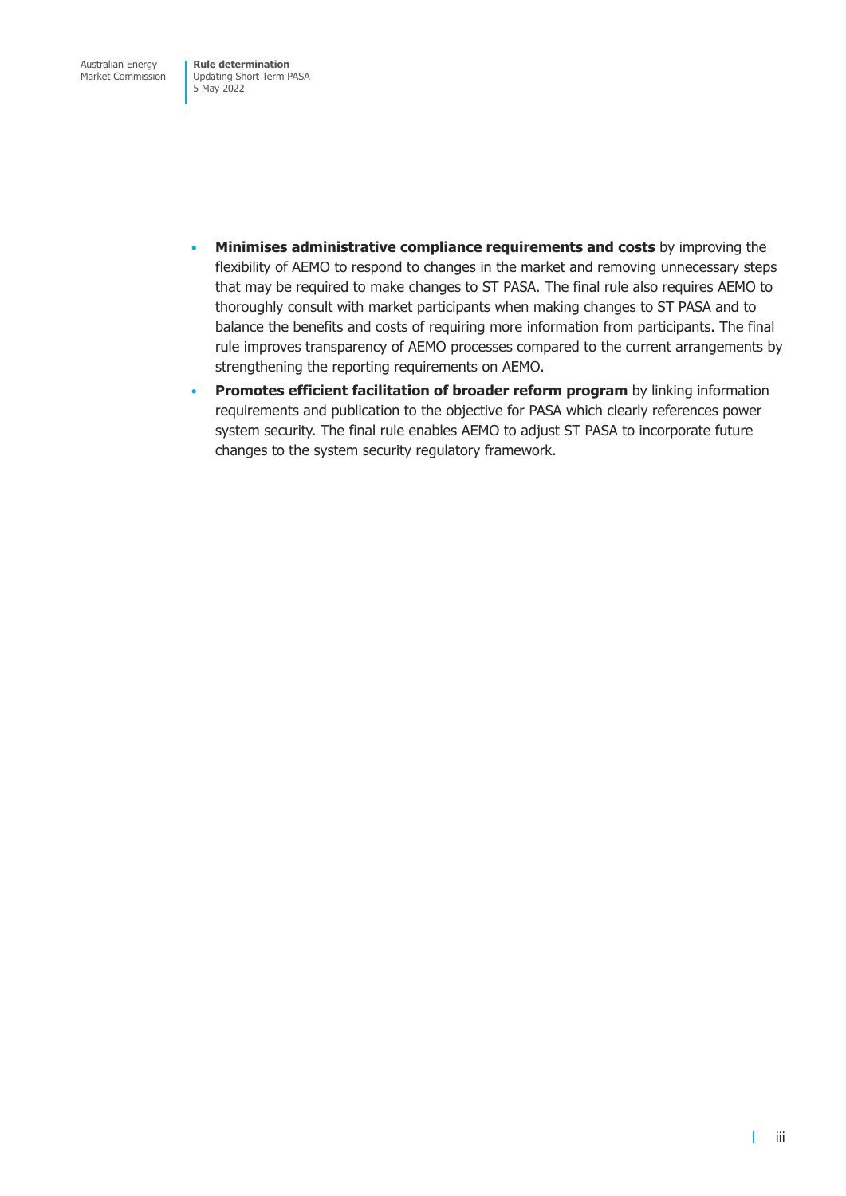- **Minimises administrative compliance requirements and costs** by improving the flexibility of AEMO to respond to changes in the market and removing unnecessary steps that may be required to make changes to ST PASA. The final rule also requires AEMO to thoroughly consult with market participants when making changes to ST PASA and to balance the benefits and costs of requiring more information from participants. The final rule improves transparency of AEMO processes compared to the current arrangements by strengthening the reporting requirements on AEMO.
- **Promotes efficient facilitation of broader reform program** by linking information requirements and publication to the objective for PASA which clearly references power system security. The final rule enables AEMO to adjust ST PASA to incorporate future changes to the system security regulatory framework.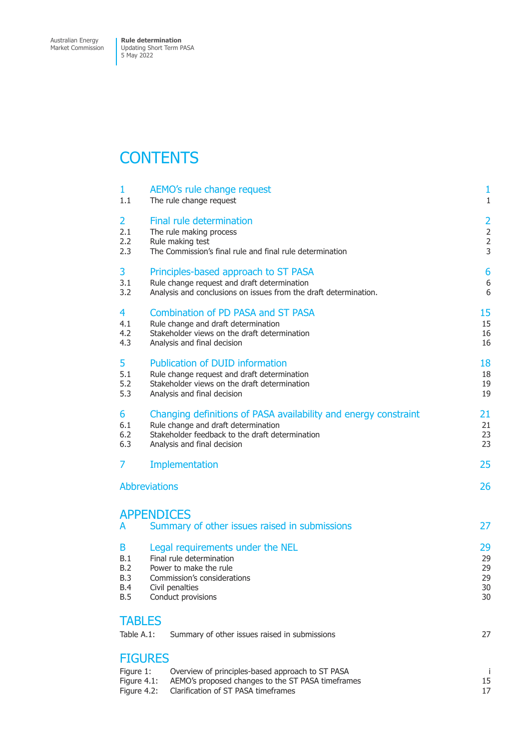# CONTENTS

| | | |
|---|---|---|
| **1** | **AEMO's rule change request** | **1** |
| 1.1 | The rule change request | 1 |
| **2** | **Final rule determination** | **2** |
| 2.1 | The rule making process | 2 |
| 2.2 | Rule making test | 2 |
| 2.3 | The Commission's final rule and final rule determination | 3 |
| **3** | **Principles-based approach to ST PASA** | **6** |
| 3.1 | Rule change request and draft determination | 6 |
| 3.2 | Analysis and conclusions on issues from the draft determination. | 6 |
| **4** | **Combination of PD PASA and ST PASA** | **15** |
| 4.1 | Rule change and draft determination | 15 |
| 4.2 | Stakeholder views on the draft determination | 16 |
| 4.3 | Analysis and final decision | 16 |
| **5** | **Publication of DUID information** | **18** |
| 5.1 | Rule change request and draft determination | 18 |
| 5.2 | Stakeholder views on the draft determination | 19 |
| 5.3 | Analysis and final decision | 19 |
| **6** | **Changing definitions of PASA availability and energy constraint** | **21** |
| 6.1 | Rule change and draft determination | 21 |
| 6.2 | Stakeholder feedback to the draft determination | 23 |
| 6.3 | Analysis and final decision | 23 |
| **7** | **Implementation** | **25** |
| | **Abbreviations** | **26** |

## APPENDICES

| | | |
|---|---|---|
| **A** | **Summary of other issues raised in submissions** | **27** |
| **B** | **Legal requirements under the NEL** | **29** |
| B.1 | Final rule determination | 29 |
| B.2 | Power to make the rule | 29 |
| B.3 | Commission's considerations | 29 |
| B.4 | Civil penalties | 30 |
| B.5 | Conduct provisions | 30 |

## TABLES

| | | |
|---|---|---|
| Table A.1: | Summary of other issues raised in submissions | 27 |

## FIGURES

| | | |
|---|---|---|
| Figure 1: | Overview of principles-based approach to ST PASA | i |
| Figure 4.1: | AEMO's proposed changes to the ST PASA timeframes | 15 |
| Figure 4.2: | Clarification of ST PASA timeframes | 17 |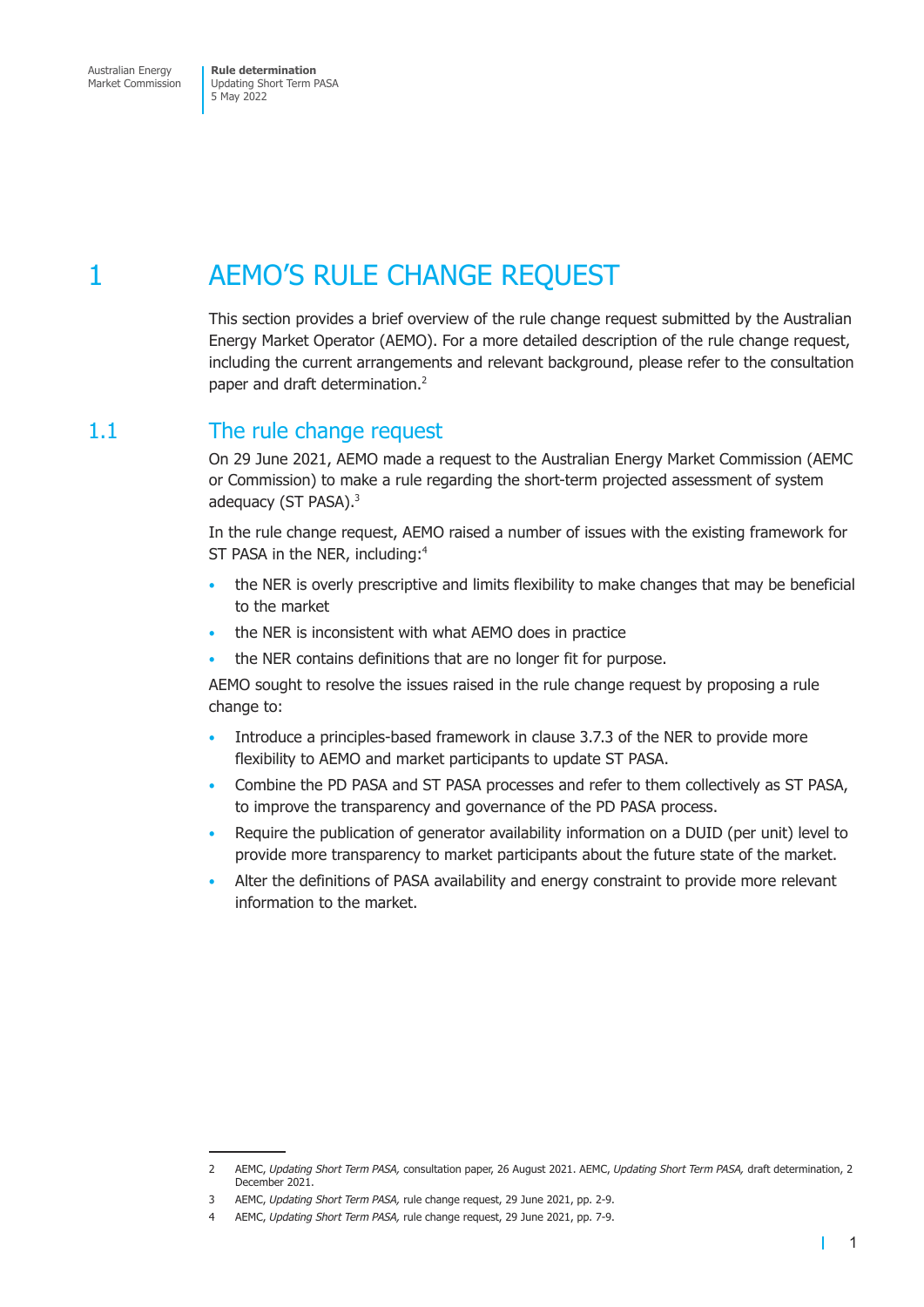# 1 AEMO'S RULE CHANGE REQUEST

This section provides a brief overview of the rule change request submitted by the Australian Energy Market Operator (AEMO). For a more detailed description of the rule change request, including the current arrangements and relevant background, please refer to the consultation paper and draft determination.[2]

## 1.1 The rule change request

On 29 June 2021, AEMO made a request to the Australian Energy Market Commission (AEMC or Commission) to make a rule regarding the short-term projected assessment of system adequacy (ST PASA).[3]

In the rule change request, AEMO raised a number of issues with the existing framework for ST PASA in the NER, including:[4]

- the NER is overly prescriptive and limits flexibility to make changes that may be beneficial to the market
- the NER is inconsistent with what AEMO does in practice
- the NER contains definitions that are no longer fit for purpose.

AEMO sought to resolve the issues raised in the rule change request by proposing a rule change to:

- Introduce a principles-based framework in clause 3.7.3 of the NER to provide more flexibility to AEMO and market participants to update ST PASA.
- Combine the PD PASA and ST PASA processes and refer to them collectively as ST PASA, to improve the transparency and governance of the PD PASA process.
- Require the publication of generator availability information on a DUID (per unit) level to provide more transparency to market participants about the future state of the market.
- Alter the definitions of PASA availability and energy constraint to provide more relevant information to the market.

---

2 AEMC, *Updating Short Term PASA,* consultation paper, 26 August 2021. AEMC, *Updating Short Term PASA,* draft determination, 2 December 2021.

3 AEMC, *Updating Short Term PASA,* rule change request, 29 June 2021, pp. 2-9.

4 AEMC, *Updating Short Term PASA,* rule change request, 29 June 2021, pp. 7-9.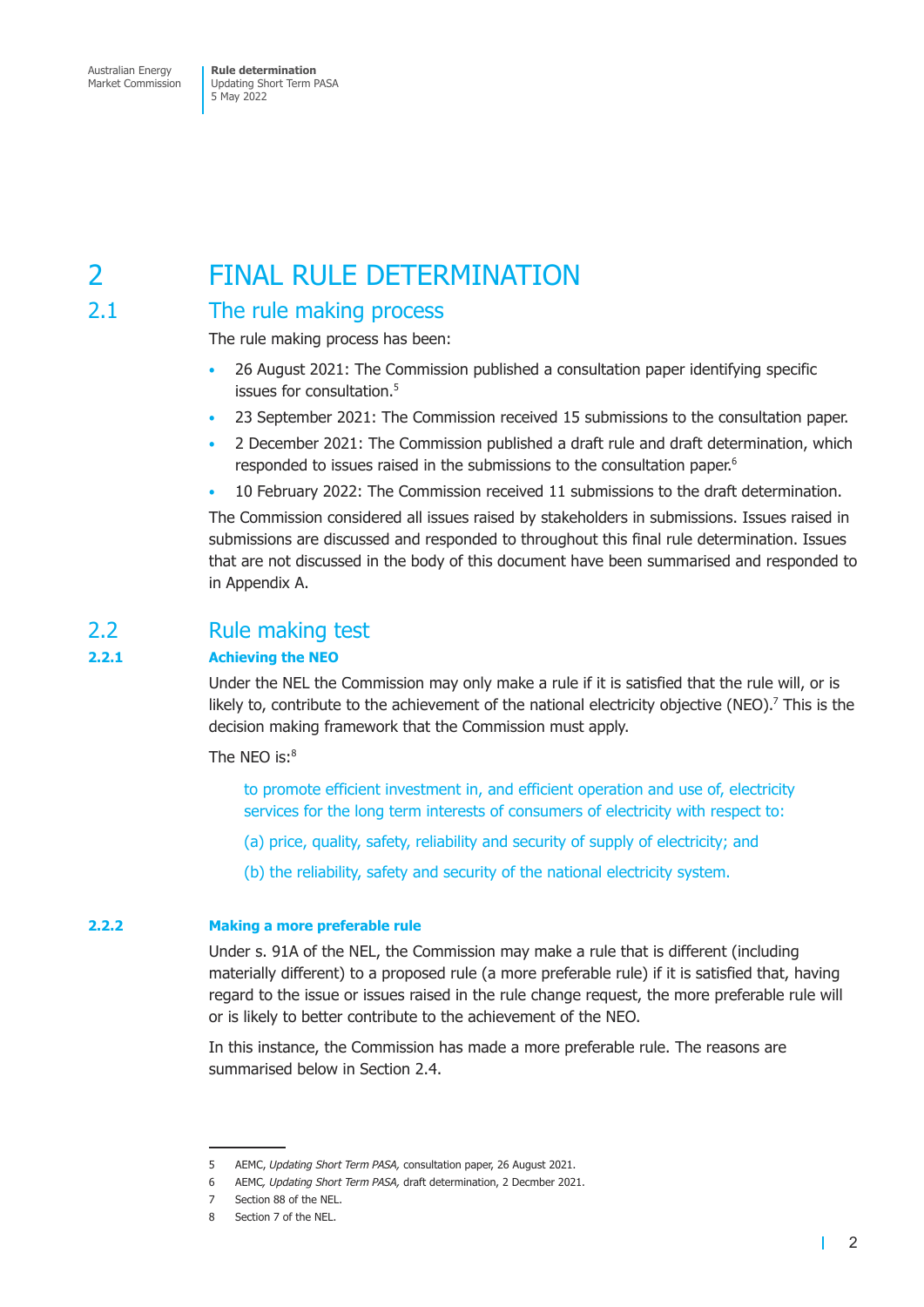# 2 FINAL RULE DETERMINATION

## 2.1 The rule making process

The rule making process has been:

- 26 August 2021: The Commission published a consultation paper identifying specific issues for consultation.[5]
- 23 September 2021: The Commission received 15 submissions to the consultation paper.
- 2 December 2021: The Commission published a draft rule and draft determination, which responded to issues raised in the submissions to the consultation paper.[6]
- 10 February 2022: The Commission received 11 submissions to the draft determination.

The Commission considered all issues raised by stakeholders in submissions. Issues raised in submissions are discussed and responded to throughout this final rule determination. Issues that are not discussed in the body of this document have been summarised and responded to in Appendix A.

## 2.2 Rule making test

### 2.2.1 Achieving the NEO

Under the NEL the Commission may only make a rule if it is satisfied that the rule will, or is likely to, contribute to the achievement of the national electricity objective (NEO).[7] This is the decision making framework that the Commission must apply.

The NEO is:[8]

> to promote efficient investment in, and efficient operation and use of, electricity services for the long term interests of consumers of electricity with respect to:
>
> (a) price, quality, safety, reliability and security of supply of electricity; and
>
> (b) the reliability, safety and security of the national electricity system.

### 2.2.2 Making a more preferable rule

Under s. 91A of the NEL, the Commission may make a rule that is different (including materially different) to a proposed rule (a more preferable rule) if it is satisfied that, having regard to the issue or issues raised in the rule change request, the more preferable rule will or is likely to better contribute to the achievement of the NEO.

In this instance, the Commission has made a more preferable rule. The reasons are summarised below in Section 2.4.

---

5 AEMC, *Updating Short Term PASA,* consultation paper, 26 August 2021.

6 AEMC, *Updating Short Term PASA,* draft determination, 2 Decmber 2021.

7 Section 88 of the NEL.

8 Section 7 of the NEL.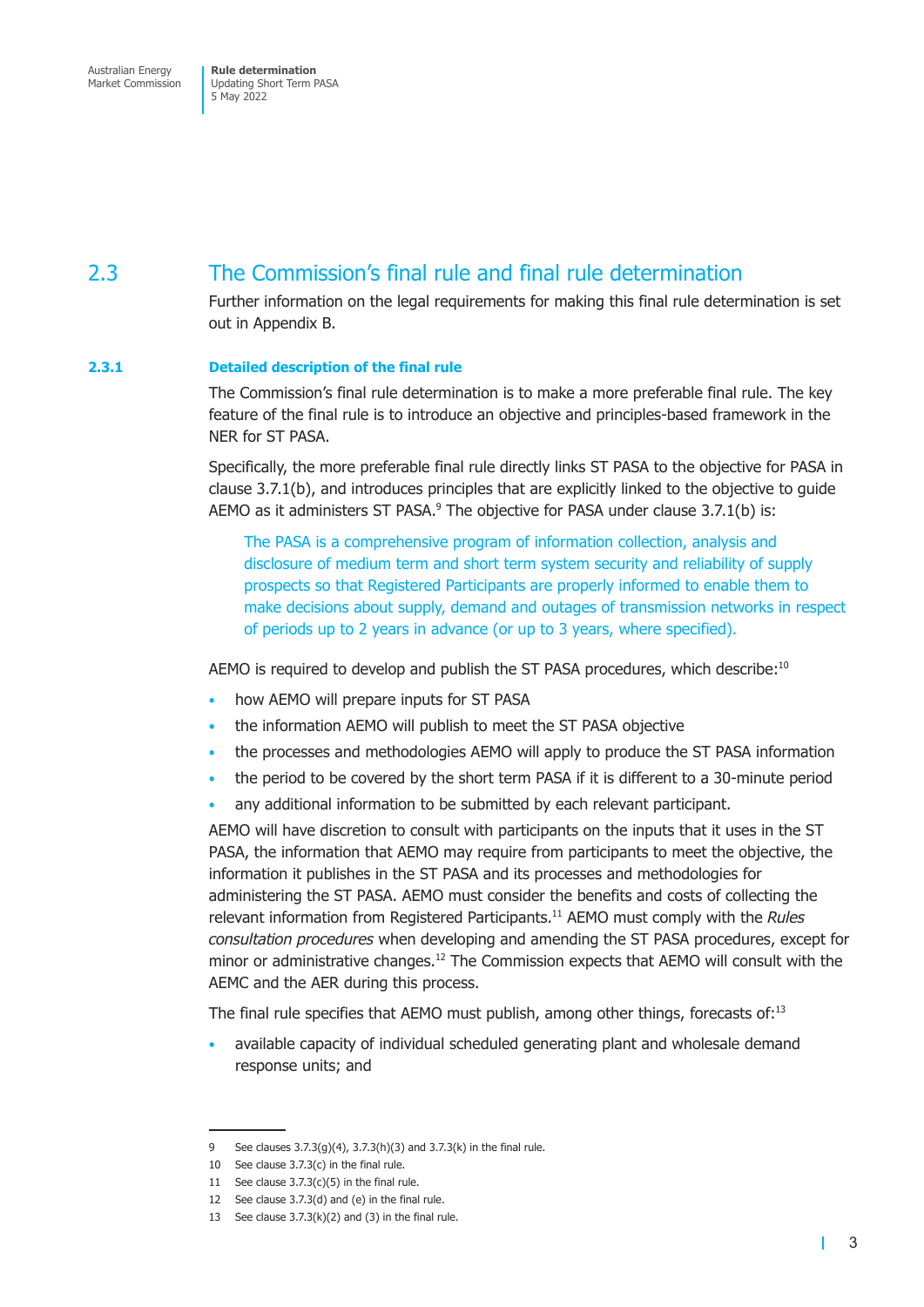## 2.3 The Commission's final rule and final rule determination

Further information on the legal requirements for making this final rule determination is set out in Appendix B.

### 2.3.1 Detailed description of the final rule

The Commission's final rule determination is to make a more preferable final rule. The key feature of the final rule is to introduce an objective and principles-based framework in the NER for ST PASA.

Specifically, the more preferable final rule directly links ST PASA to the objective for PASA in clause 3.7.1(b), and introduces principles that are explicitly linked to the objective to guide AEMO as it administers ST PASA.[9] The objective for PASA under clause 3.7.1(b) is:

> The PASA is a comprehensive program of information collection, analysis and disclosure of medium term and short term system security and reliability of supply prospects so that Registered Participants are properly informed to enable them to make decisions about supply, demand and outages of transmission networks in respect of periods up to 2 years in advance (or up to 3 years, where specified).

AEMO is required to develop and publish the ST PASA procedures, which describe:[10]

- how AEMO will prepare inputs for ST PASA
- the information AEMO will publish to meet the ST PASA objective
- the processes and methodologies AEMO will apply to produce the ST PASA information
- the period to be covered by the short term PASA if it is different to a 30-minute period
- any additional information to be submitted by each relevant participant.

AEMO will have discretion to consult with participants on the inputs that it uses in the ST PASA, the information that AEMO may require from participants to meet the objective, the information it publishes in the ST PASA and its processes and methodologies for administering the ST PASA. AEMO must consider the benefits and costs of collecting the relevant information from Registered Participants.[11] AEMO must comply with the *Rules consultation procedures* when developing and amending the ST PASA procedures, except for minor or administrative changes.[12] The Commission expects that AEMO will consult with the AEMC and the AER during this process.

The final rule specifies that AEMO must publish, among other things, forecasts of:[13]

- available capacity of individual scheduled generating plant and wholesale demand response units; and

9 See clauses 3.7.3(g)(4), 3.7.3(h)(3) and 3.7.3(k) in the final rule.

10 See clause 3.7.3(c) in the final rule.

11 See clause 3.7.3(c)(5) in the final rule.

12 See clause 3.7.3(d) and (e) in the final rule.

13 See clause 3.7.3(k)(2) and (3) in the final rule.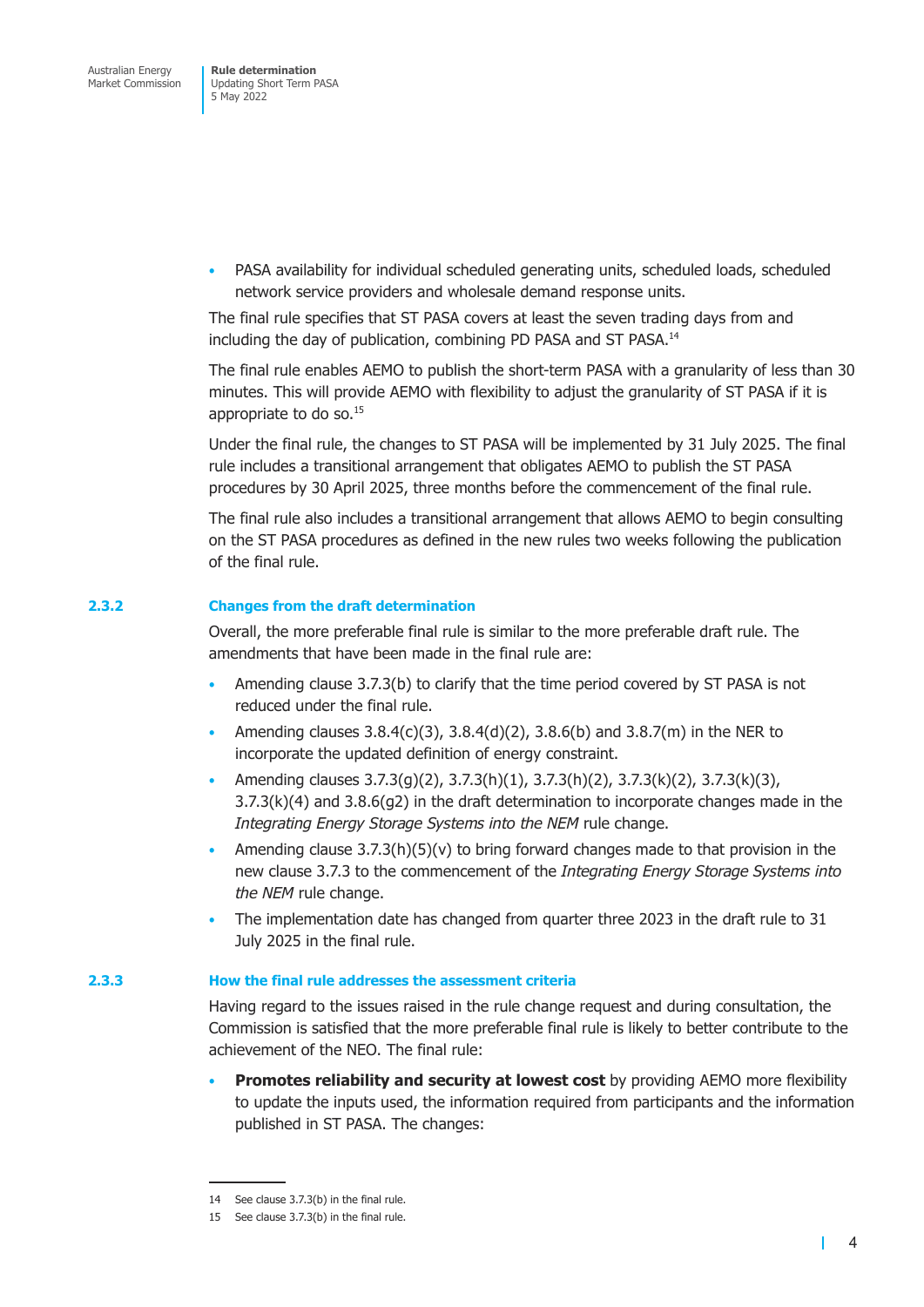- PASA availability for individual scheduled generating units, scheduled loads, scheduled network service providers and wholesale demand response units.

The final rule specifies that ST PASA covers at least the seven trading days from and including the day of publication, combining PD PASA and ST PASA.[14]

The final rule enables AEMO to publish the short-term PASA with a granularity of less than 30 minutes. This will provide AEMO with flexibility to adjust the granularity of ST PASA if it is appropriate to do so.[15]

Under the final rule, the changes to ST PASA will be implemented by 31 July 2025. The final rule includes a transitional arrangement that obligates AEMO to publish the ST PASA procedures by 30 April 2025, three months before the commencement of the final rule.

The final rule also includes a transitional arrangement that allows AEMO to begin consulting on the ST PASA procedures as defined in the new rules two weeks following the publication of the final rule.

### 2.3.2 Changes from the draft determination

Overall, the more preferable final rule is similar to the more preferable draft rule. The amendments that have been made in the final rule are:

- Amending clause 3.7.3(b) to clarify that the time period covered by ST PASA is not reduced under the final rule.
- Amending clauses 3.8.4(c)(3), 3.8.4(d)(2), 3.8.6(b) and 3.8.7(m) in the NER to incorporate the updated definition of energy constraint.
- Amending clauses 3.7.3(g)(2), 3.7.3(h)(1), 3.7.3(h)(2), 3.7.3(k)(2), 3.7.3(k)(3), 3.7.3(k)(4) and 3.8.6(g2) in the draft determination to incorporate changes made in the *Integrating Energy Storage Systems into the NEM* rule change.
- Amending clause 3.7.3(h)(5)(v) to bring forward changes made to that provision in the new clause 3.7.3 to the commencement of the *Integrating Energy Storage Systems into the NEM* rule change.
- The implementation date has changed from quarter three 2023 in the draft rule to 31 July 2025 in the final rule.

### 2.3.3 How the final rule addresses the assessment criteria

Having regard to the issues raised in the rule change request and during consultation, the Commission is satisfied that the more preferable final rule is likely to better contribute to the achievement of the NEO. The final rule:

- **Promotes reliability and security at lowest cost** by providing AEMO more flexibility to update the inputs used, the information required from participants and the information published in ST PASA. The changes:

14 See clause 3.7.3(b) in the final rule.

15 See clause 3.7.3(b) in the final rule.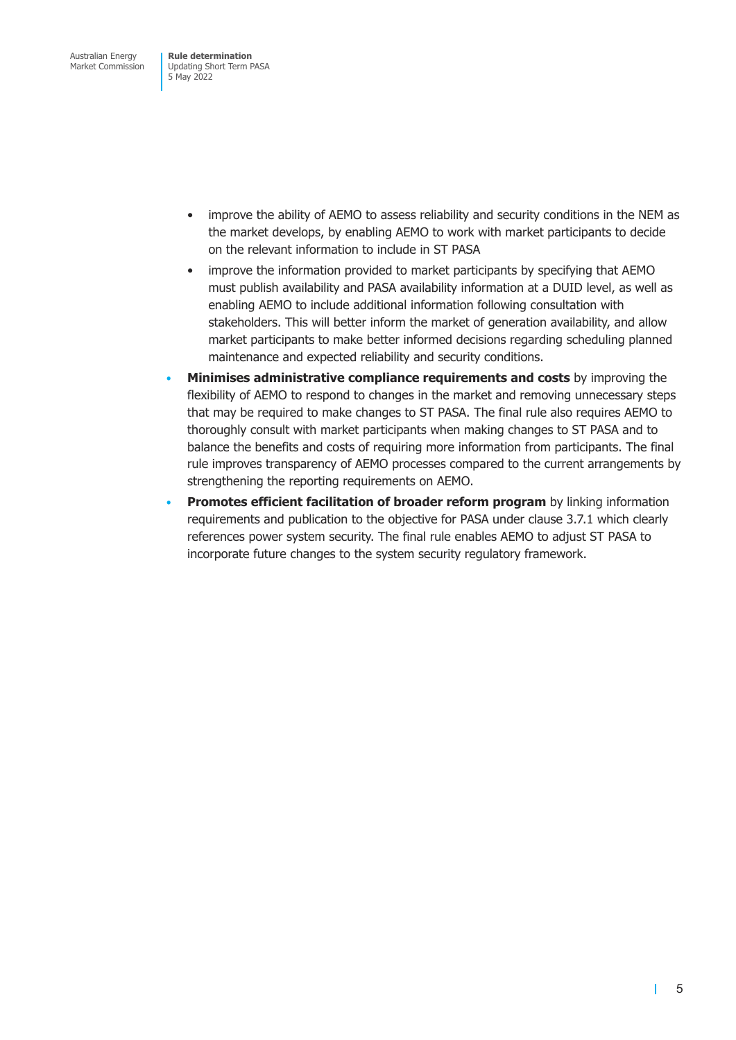- improve the ability of AEMO to assess reliability and security conditions in the NEM as the market develops, by enabling AEMO to work with market participants to decide on the relevant information to include in ST PASA
    - improve the information provided to market participants by specifying that AEMO must publish availability and PASA availability information at a DUID level, as well as enabling AEMO to include additional information following consultation with stakeholders. This will better inform the market of generation availability, and allow market participants to make better informed decisions regarding scheduling planned maintenance and expected reliability and security conditions.
- **Minimises administrative compliance requirements and costs** by improving the flexibility of AEMO to respond to changes in the market and removing unnecessary steps that may be required to make changes to ST PASA. The final rule also requires AEMO to thoroughly consult with market participants when making changes to ST PASA and to balance the benefits and costs of requiring more information from participants. The final rule improves transparency of AEMO processes compared to the current arrangements by strengthening the reporting requirements on AEMO.
- **Promotes efficient facilitation of broader reform program** by linking information requirements and publication to the objective for PASA under clause 3.7.1 which clearly references power system security. The final rule enables AEMO to adjust ST PASA to incorporate future changes to the system security regulatory framework.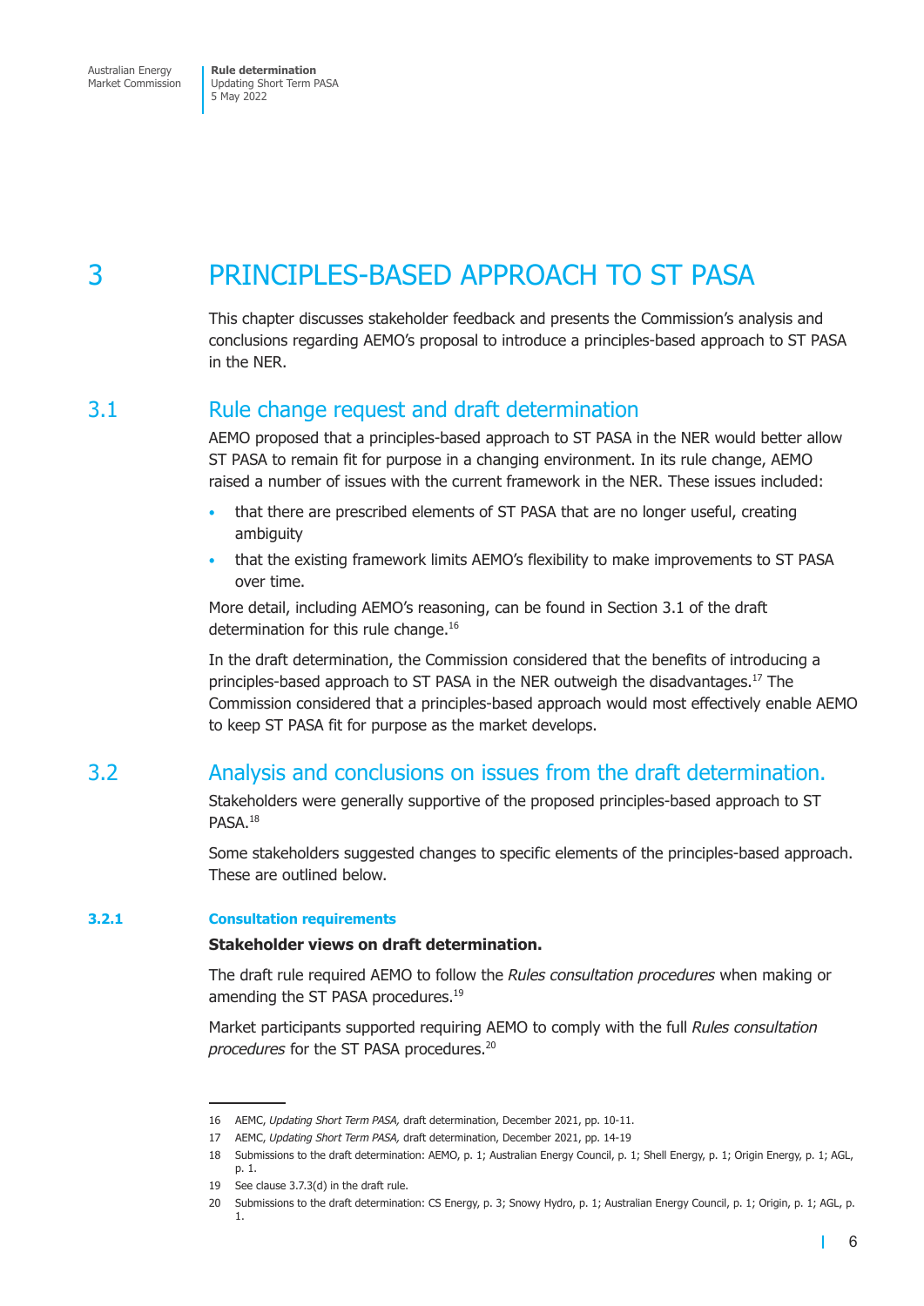# 3 PRINCIPLES-BASED APPROACH TO ST PASA

This chapter discusses stakeholder feedback and presents the Commission's analysis and conclusions regarding AEMO's proposal to introduce a principles-based approach to ST PASA in the NER.

## 3.1 Rule change request and draft determination

AEMO proposed that a principles-based approach to ST PASA in the NER would better allow ST PASA to remain fit for purpose in a changing environment. In its rule change, AEMO raised a number of issues with the current framework in the NER. These issues included:

- that there are prescribed elements of ST PASA that are no longer useful, creating ambiguity
- that the existing framework limits AEMO's flexibility to make improvements to ST PASA over time.

More detail, including AEMO's reasoning, can be found in Section 3.1 of the draft determination for this rule change.[16]

In the draft determination, the Commission considered that the benefits of introducing a principles-based approach to ST PASA in the NER outweigh the disadvantages.[17] The Commission considered that a principles-based approach would most effectively enable AEMO to keep ST PASA fit for purpose as the market develops.

## 3.2 Analysis and conclusions on issues from the draft determination.

Stakeholders were generally supportive of the proposed principles-based approach to ST PASA.[18]

Some stakeholders suggested changes to specific elements of the principles-based approach. These are outlined below.

### 3.2.1 Consultation requirements

**Stakeholder views on draft determination.**

The draft rule required AEMO to follow the *Rules consultation procedures* when making or amending the ST PASA procedures.[19]

Market participants supported requiring AEMO to comply with the full *Rules consultation procedures* for the ST PASA procedures.[20]

---

16 AEMC, *Updating Short Term PASA,* draft determination, December 2021, pp. 10-11.

17 AEMC, *Updating Short Term PASA,* draft determination, December 2021, pp. 14-19

18 Submissions to the draft determination: AEMO, p. 1; Australian Energy Council, p. 1; Shell Energy, p. 1; Origin Energy, p. 1; AGL, p. 1.

19 See clause 3.7.3(d) in the draft rule.

20 Submissions to the draft determination: CS Energy, p. 3; Snowy Hydro, p. 1; Australian Energy Council, p. 1; Origin, p. 1; AGL, p. 1.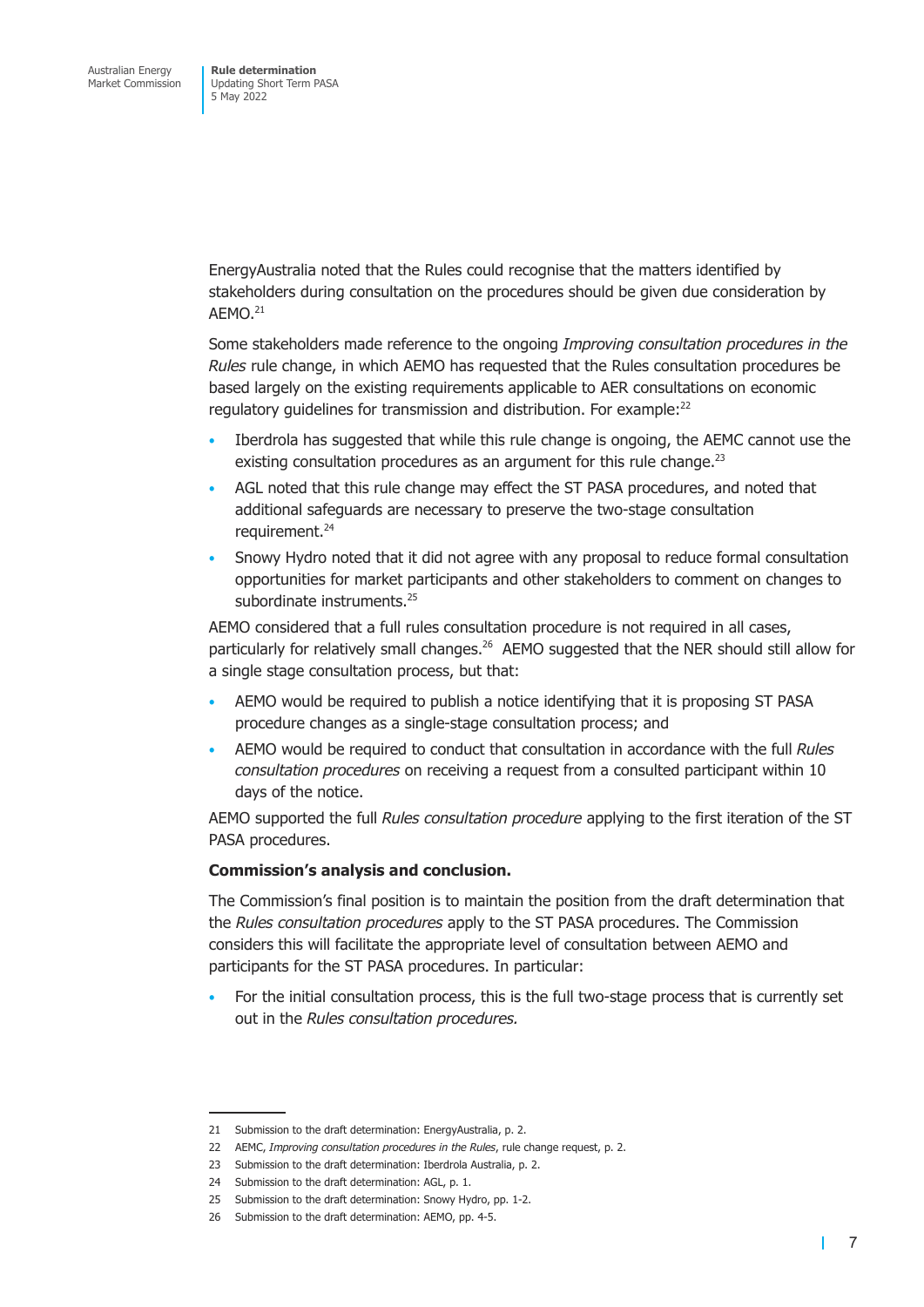EnergyAustralia noted that the Rules could recognise that the matters identified by stakeholders during consultation on the procedures should be given due consideration by AEMO.[21]

Some stakeholders made reference to the ongoing *Improving consultation procedures in the Rules* rule change, in which AEMO has requested that the Rules consultation procedures be based largely on the existing requirements applicable to AER consultations on economic regulatory guidelines for transmission and distribution. For example:[22]

- Iberdrola has suggested that while this rule change is ongoing, the AEMC cannot use the existing consultation procedures as an argument for this rule change.[23]
- AGL noted that this rule change may effect the ST PASA procedures, and noted that additional safeguards are necessary to preserve the two-stage consultation requirement.[24]
- Snowy Hydro noted that it did not agree with any proposal to reduce formal consultation opportunities for market participants and other stakeholders to comment on changes to subordinate instruments.[25]

AEMO considered that a full rules consultation procedure is not required in all cases, particularly for relatively small changes.[26] AEMO suggested that the NER should still allow for a single stage consultation process, but that:

- AEMO would be required to publish a notice identifying that it is proposing ST PASA procedure changes as a single-stage consultation process; and
- AEMO would be required to conduct that consultation in accordance with the full *Rules consultation procedures* on receiving a request from a consulted participant within 10 days of the notice.

AEMO supported the full *Rules consultation procedure* applying to the first iteration of the ST PASA procedures.

**Commission's analysis and conclusion.**

The Commission's final position is to maintain the position from the draft determination that the *Rules consultation procedures* apply to the ST PASA procedures. The Commission considers this will facilitate the appropriate level of consultation between AEMO and participants for the ST PASA procedures. In particular:

- For the initial consultation process, this is the full two-stage process that is currently set out in the *Rules consultation procedures.*

---

21 Submission to the draft determination: EnergyAustralia, p. 2.

22 AEMC, *Improving consultation procedures in the Rules*, rule change request, p. 2.

23 Submission to the draft determination: Iberdrola Australia, p. 2.

24 Submission to the draft determination: AGL, p. 1.

25 Submission to the draft determination: Snowy Hydro, pp. 1-2.

26 Submission to the draft determination: AEMO, pp. 4-5.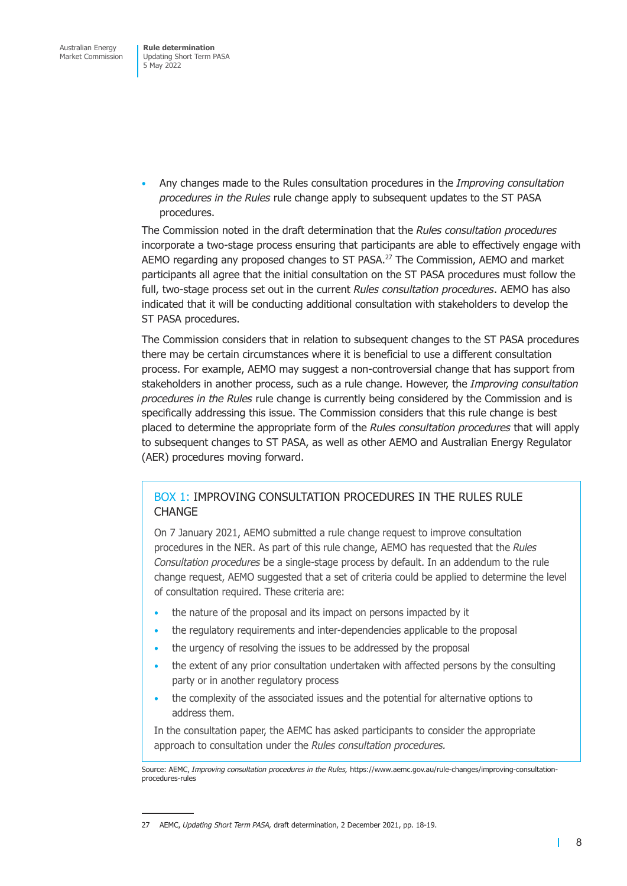- Any changes made to the Rules consultation procedures in the *Improving consultation procedures in the Rules* rule change apply to subsequent updates to the ST PASA procedures.

The Commission noted in the draft determination that the *Rules consultation procedures* incorporate a two-stage process ensuring that participants are able to effectively engage with AEMO regarding any proposed changes to ST PASA.[27] The Commission, AEMO and market participants all agree that the initial consultation on the ST PASA procedures must follow the full, two-stage process set out in the current *Rules consultation procedures*. AEMO has also indicated that it will be conducting additional consultation with stakeholders to develop the ST PASA procedures.

The Commission considers that in relation to subsequent changes to the ST PASA procedures there may be certain circumstances where it is beneficial to use a different consultation process. For example, AEMO may suggest a non-controversial change that has support from stakeholders in another process, such as a rule change. However, the *Improving consultation procedures in the Rules* rule change is currently being considered by the Commission and is specifically addressing this issue. The Commission considers that this rule change is best placed to determine the appropriate form of the *Rules consultation procedures* that will apply to subsequent changes to ST PASA, as well as other AEMO and Australian Energy Regulator (AER) procedures moving forward.

### BOX 1: IMPROVING CONSULTATION PROCEDURES IN THE RULES RULE CHANGE

On 7 January 2021, AEMO submitted a rule change request to improve consultation procedures in the NER. As part of this rule change, AEMO has requested that the *Rules Consultation procedures* be a single-stage process by default. In an addendum to the rule change request, AEMO suggested that a set of criteria could be applied to determine the level of consultation required. These criteria are:

- the nature of the proposal and its impact on persons impacted by it
- the regulatory requirements and inter-dependencies applicable to the proposal
- the urgency of resolving the issues to be addressed by the proposal
- the extent of any prior consultation undertaken with affected persons by the consulting party or in another regulatory process
- the complexity of the associated issues and the potential for alternative options to address them.

In the consultation paper, the AEMC has asked participants to consider the appropriate approach to consultation under the *Rules consultation procedures.*

Source: AEMC, *Improving consultation procedures in the Rules,* https://www.aemc.gov.au/rule-changes/improving-consultation-procedures-rules

27 AEMC, *Updating Short Term PASA,* draft determination, 2 December 2021, pp. 18-19.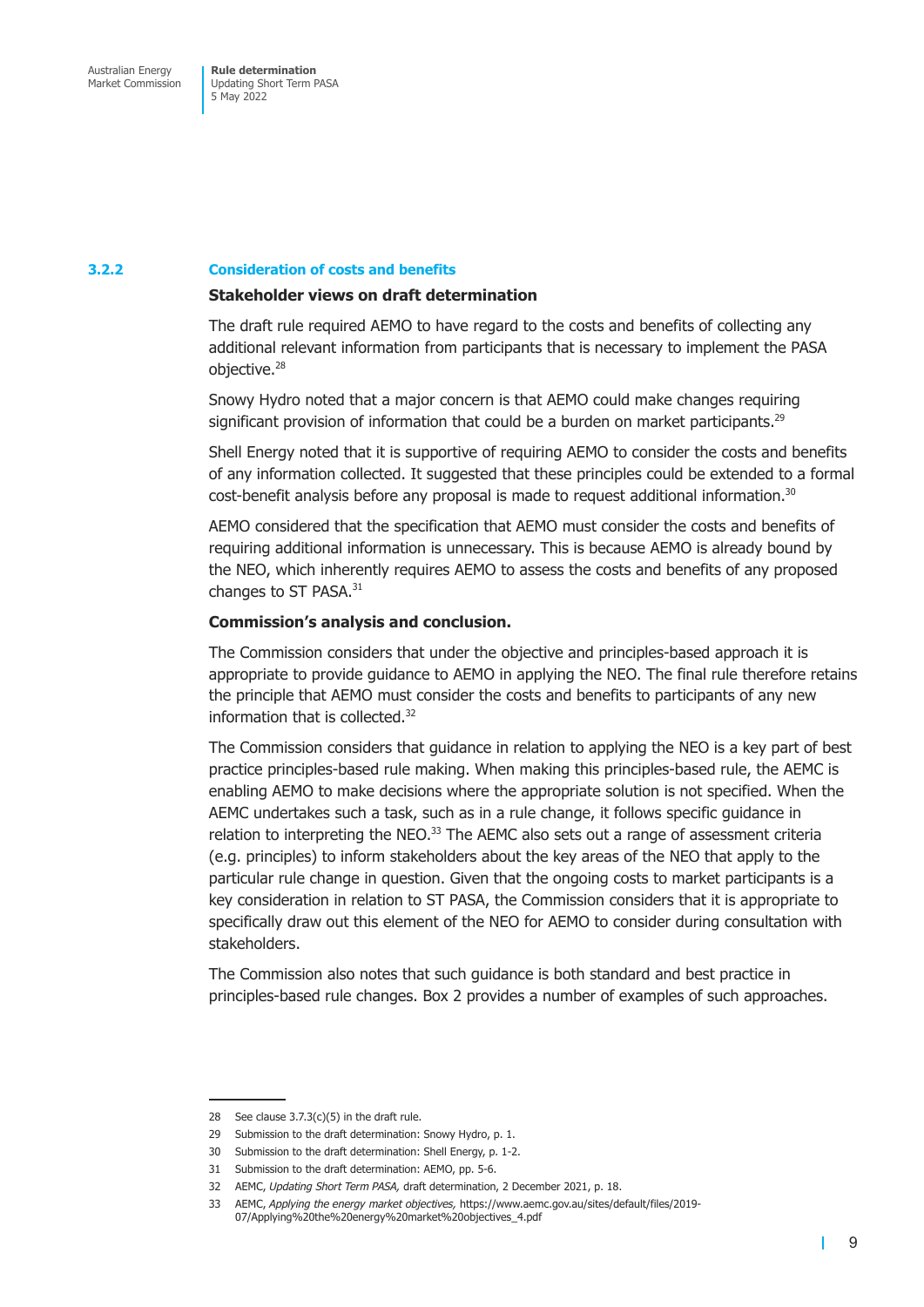### 3.2.2 Consideration of costs and benefits

**Stakeholder views on draft determination**

The draft rule required AEMO to have regard to the costs and benefits of collecting any additional relevant information from participants that is necessary to implement the PASA objective.[28]

Snowy Hydro noted that a major concern is that AEMO could make changes requiring significant provision of information that could be a burden on market participants.[29]

Shell Energy noted that it is supportive of requiring AEMO to consider the costs and benefits of any information collected. It suggested that these principles could be extended to a formal cost-benefit analysis before any proposal is made to request additional information.[30]

AEMO considered that the specification that AEMO must consider the costs and benefits of requiring additional information is unnecessary. This is because AEMO is already bound by the NEO, which inherently requires AEMO to assess the costs and benefits of any proposed changes to ST PASA.[31]

**Commission's analysis and conclusion.**

The Commission considers that under the objective and principles-based approach it is appropriate to provide guidance to AEMO in applying the NEO. The final rule therefore retains the principle that AEMO must consider the costs and benefits to participants of any new information that is collected.[32]

The Commission considers that guidance in relation to applying the NEO is a key part of best practice principles-based rule making. When making this principles-based rule, the AEMC is enabling AEMO to make decisions where the appropriate solution is not specified. When the AEMC undertakes such a task, such as in a rule change, it follows specific guidance in relation to interpreting the NEO.[33] The AEMC also sets out a range of assessment criteria (e.g. principles) to inform stakeholders about the key areas of the NEO that apply to the particular rule change in question. Given that the ongoing costs to market participants is a key consideration in relation to ST PASA, the Commission considers that it is appropriate to specifically draw out this element of the NEO for AEMO to consider during consultation with stakeholders.

The Commission also notes that such guidance is both standard and best practice in principles-based rule changes. Box 2 provides a number of examples of such approaches.

---

28 See clause 3.7.3(c)(5) in the draft rule.

29 Submission to the draft determination: Snowy Hydro, p. 1.

30 Submission to the draft determination: Shell Energy, p. 1-2.

31 Submission to the draft determination: AEMO, pp. 5-6.

32 AEMC, *Updating Short Term PASA,* draft determination, 2 December 2021, p. 18.

33 AEMC, *Applying the energy market objectives,* https://www.aemc.gov.au/sites/default/files/2019-07/Applying%20the%20energy%20market%20objectives_4.pdf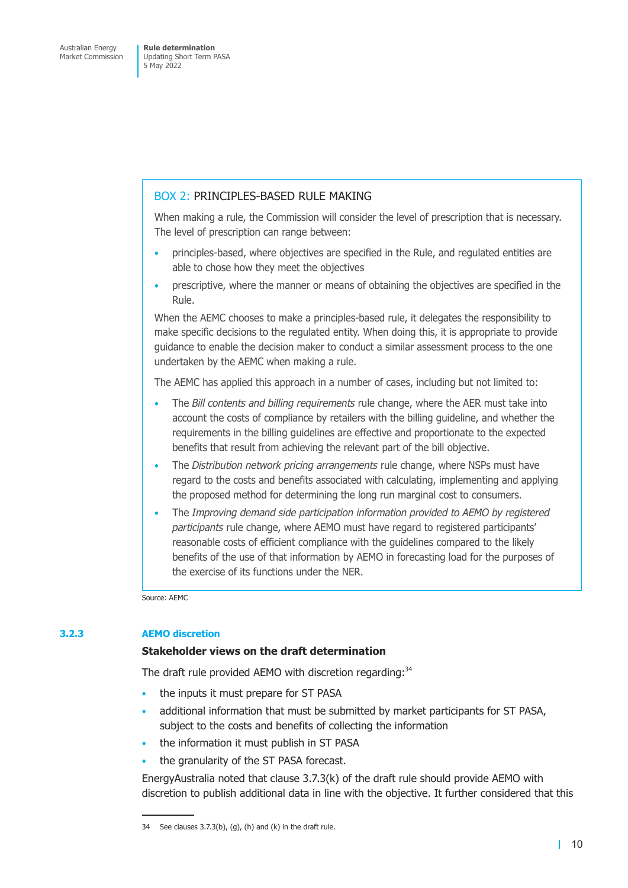### BOX 2: PRINCIPLES-BASED RULE MAKING

When making a rule, the Commission will consider the level of prescription that is necessary. The level of prescription can range between:

- principles-based, where objectives are specified in the Rule, and regulated entities are able to chose how they meet the objectives
- prescriptive, where the manner or means of obtaining the objectives are specified in the Rule.

When the AEMC chooses to make a principles-based rule, it delegates the responsibility to make specific decisions to the regulated entity. When doing this, it is appropriate to provide guidance to enable the decision maker to conduct a similar assessment process to the one undertaken by the AEMC when making a rule.

The AEMC has applied this approach in a number of cases, including but not limited to:

- The *Bill contents and billing requirements* rule change, where the AER must take into account the costs of compliance by retailers with the billing guideline, and whether the requirements in the billing guidelines are effective and proportionate to the expected benefits that result from achieving the relevant part of the bill objective.
- The *Distribution network pricing arrangements* rule change, where NSPs must have regard to the costs and benefits associated with calculating, implementing and applying the proposed method for determining the long run marginal cost to consumers.
- The *Improving demand side participation information provided to AEMO by registered participants* rule change, where AEMO must have regard to registered participants' reasonable costs of efficient compliance with the guidelines compared to the likely benefits of the use of that information by AEMO in forecasting load for the purposes of the exercise of its functions under the NER.

Source: AEMC

### 3.2.3 AEMO discretion

**Stakeholder views on the draft determination**

The draft rule provided AEMO with discretion regarding:[34]

- the inputs it must prepare for ST PASA
- additional information that must be submitted by market participants for ST PASA, subject to the costs and benefits of collecting the information
- the information it must publish in ST PASA
- the granularity of the ST PASA forecast.

EnergyAustralia noted that clause 3.7.3(k) of the draft rule should provide AEMO with discretion to publish additional data in line with the objective. It further considered that this

34 See clauses 3.7.3(b), (g), (h) and (k) in the draft rule.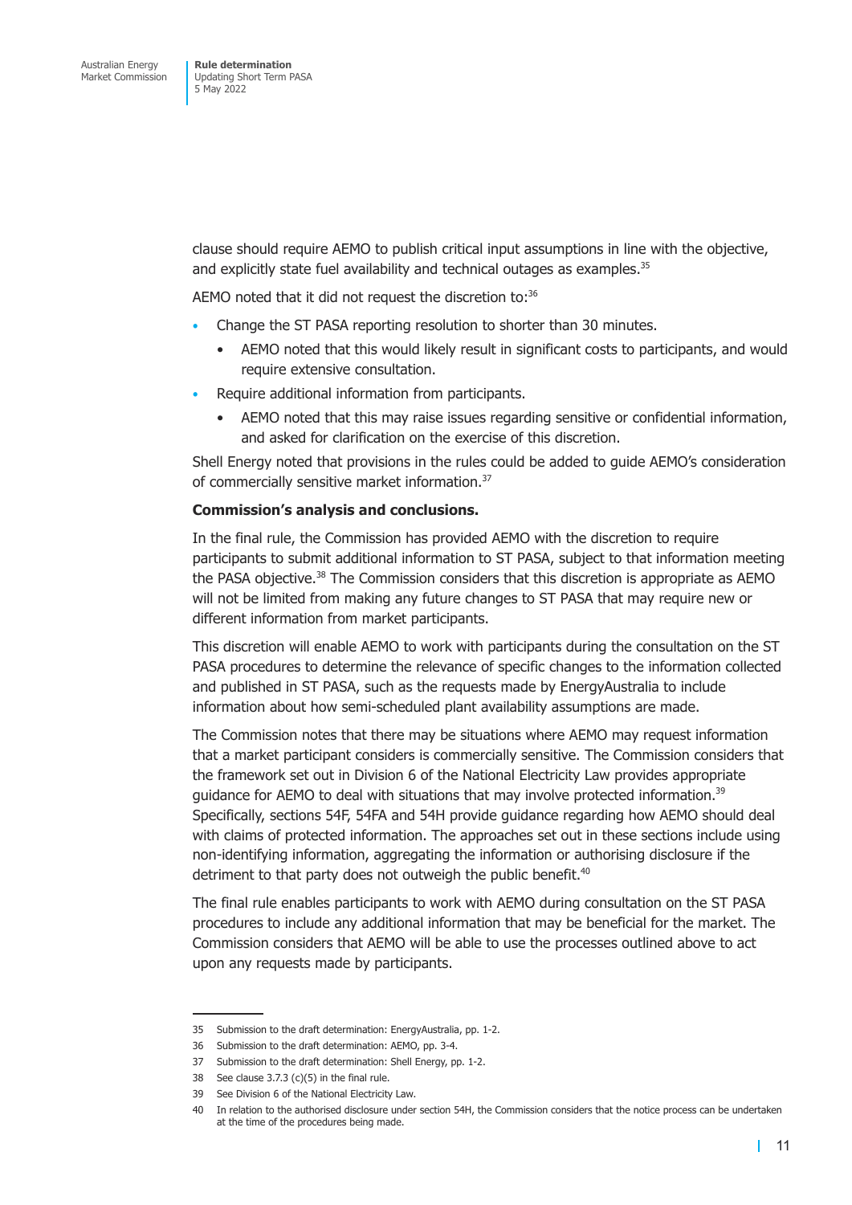clause should require AEMO to publish critical input assumptions in line with the objective, and explicitly state fuel availability and technical outages as examples.[35]

AEMO noted that it did not request the discretion to:[36]

- Change the ST PASA reporting resolution to shorter than 30 minutes.
  - AEMO noted that this would likely result in significant costs to participants, and would require extensive consultation.
- Require additional information from participants.
  - AEMO noted that this may raise issues regarding sensitive or confidential information, and asked for clarification on the exercise of this discretion.

Shell Energy noted that provisions in the rules could be added to guide AEMO's consideration of commercially sensitive market information.[37]

**Commission's analysis and conclusions.**

In the final rule, the Commission has provided AEMO with the discretion to require participants to submit additional information to ST PASA, subject to that information meeting the PASA objective.[38] The Commission considers that this discretion is appropriate as AEMO will not be limited from making any future changes to ST PASA that may require new or different information from market participants.

This discretion will enable AEMO to work with participants during the consultation on the ST PASA procedures to determine the relevance of specific changes to the information collected and published in ST PASA, such as the requests made by EnergyAustralia to include information about how semi-scheduled plant availability assumptions are made.

The Commission notes that there may be situations where AEMO may request information that a market participant considers is commercially sensitive. The Commission considers that the framework set out in Division 6 of the National Electricity Law provides appropriate guidance for AEMO to deal with situations that may involve protected information.[39] Specifically, sections 54F, 54FA and 54H provide guidance regarding how AEMO should deal with claims of protected information. The approaches set out in these sections include using non-identifying information, aggregating the information or authorising disclosure if the detriment to that party does not outweigh the public benefit.[40]

The final rule enables participants to work with AEMO during consultation on the ST PASA procedures to include any additional information that may be beneficial for the market. The Commission considers that AEMO will be able to use the processes outlined above to act upon any requests made by participants.

---

35 Submission to the draft determination: EnergyAustralia, pp. 1-2.

36 Submission to the draft determination: AEMO, pp. 3-4.

37 Submission to the draft determination: Shell Energy, pp. 1-2.

38 See clause 3.7.3 (c)(5) in the final rule.

39 See Division 6 of the National Electricity Law.

40 In relation to the authorised disclosure under section 54H, the Commission considers that the notice process can be undertaken at the time of the procedures being made.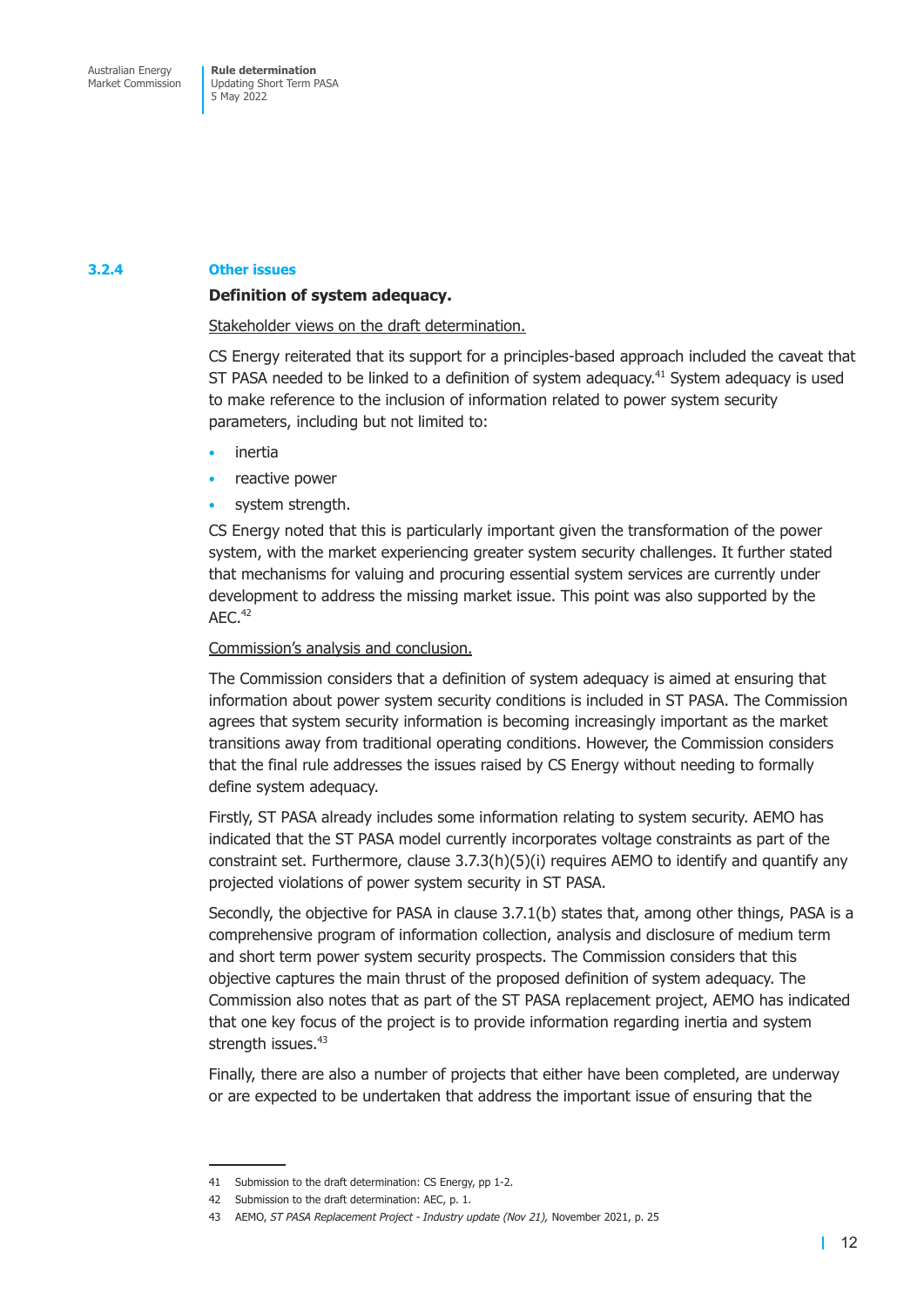### 3.2.4 Other issues

**Definition of system adequacy.**

Stakeholder views on the draft determination.

CS Energy reiterated that its support for a principles-based approach included the caveat that ST PASA needed to be linked to a definition of system adequacy.[41] System adequacy is used to make reference to the inclusion of information related to power system security parameters, including but not limited to:

- inertia
- reactive power
- system strength.

CS Energy noted that this is particularly important given the transformation of the power system, with the market experiencing greater system security challenges. It further stated that mechanisms for valuing and procuring essential system services are currently under development to address the missing market issue. This point was also supported by the AEC.[42]

Commission's analysis and conclusion.

The Commission considers that a definition of system adequacy is aimed at ensuring that information about power system security conditions is included in ST PASA. The Commission agrees that system security information is becoming increasingly important as the market transitions away from traditional operating conditions. However, the Commission considers that the final rule addresses the issues raised by CS Energy without needing to formally define system adequacy.

Firstly, ST PASA already includes some information relating to system security. AEMO has indicated that the ST PASA model currently incorporates voltage constraints as part of the constraint set. Furthermore, clause 3.7.3(h)(5)(i) requires AEMO to identify and quantify any projected violations of power system security in ST PASA.

Secondly, the objective for PASA in clause 3.7.1(b) states that, among other things, PASA is a comprehensive program of information collection, analysis and disclosure of medium term and short term power system security prospects. The Commission considers that this objective captures the main thrust of the proposed definition of system adequacy. The Commission also notes that as part of the ST PASA replacement project, AEMO has indicated that one key focus of the project is to provide information regarding inertia and system strength issues.[43]

Finally, there are also a number of projects that either have been completed, are underway or are expected to be undertaken that address the important issue of ensuring that the

---

41 Submission to the draft determination: CS Energy, pp 1-2.

42 Submission to the draft determination: AEC, p. 1.

43 AEMO, *ST PASA Replacement Project - Industry update (Nov 21),* November 2021, p. 25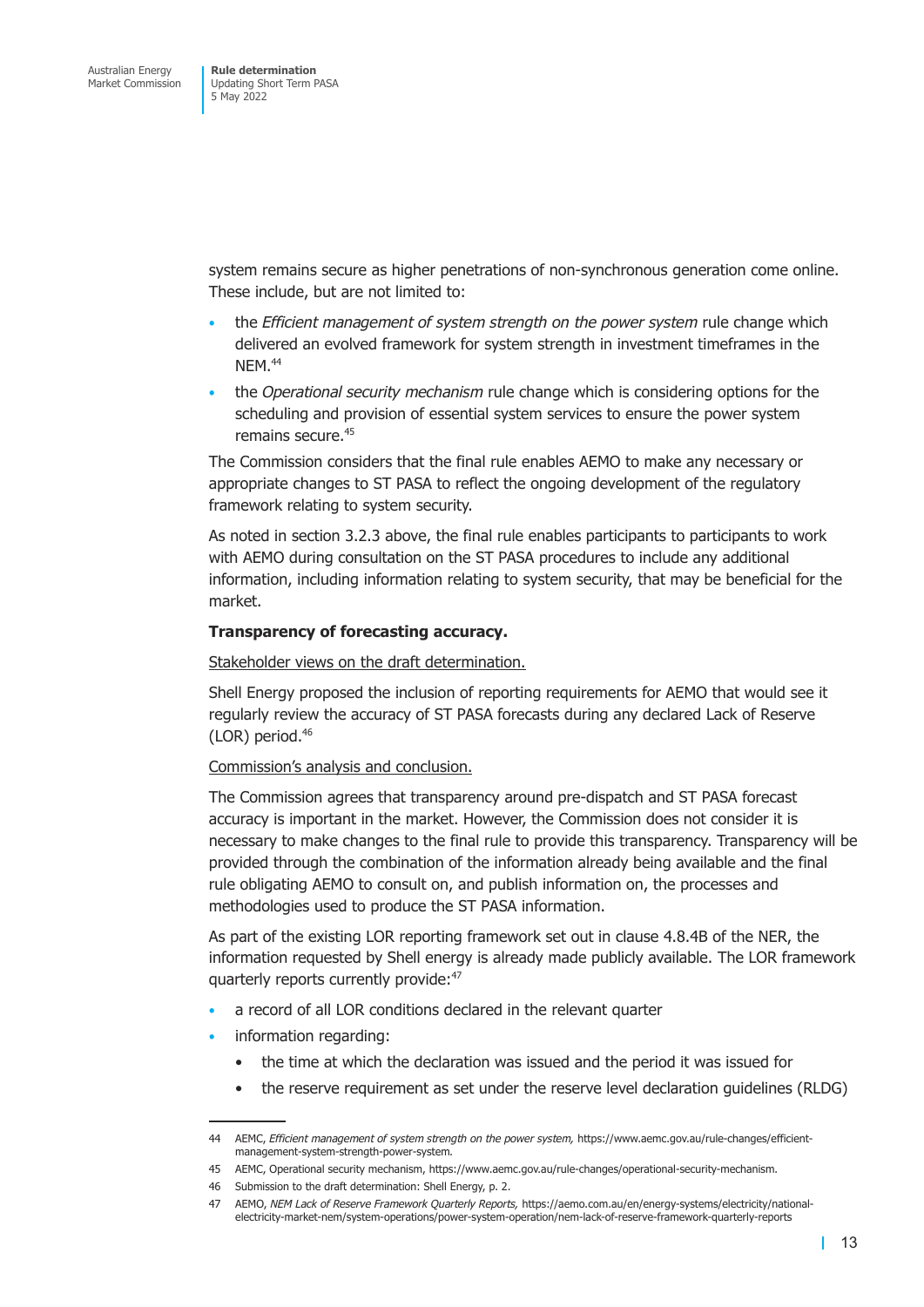system remains secure as higher penetrations of non-synchronous generation come online. These include, but are not limited to:

- the *Efficient management of system strength on the power system* rule change which delivered an evolved framework for system strength in investment timeframes in the NEM.[44]
- the *Operational security mechanism* rule change which is considering options for the scheduling and provision of essential system services to ensure the power system remains secure.[45]

The Commission considers that the final rule enables AEMO to make any necessary or appropriate changes to ST PASA to reflect the ongoing development of the regulatory framework relating to system security.

As noted in section 3.2.3 above, the final rule enables participants to participants to work with AEMO during consultation on the ST PASA procedures to include any additional information, including information relating to system security, that may be beneficial for the market.

**Transparency of forecasting accuracy.**

<u>Stakeholder views on the draft determination.</u>

Shell Energy proposed the inclusion of reporting requirements for AEMO that would see it regularly review the accuracy of ST PASA forecasts during any declared Lack of Reserve (LOR) period.[46]

<u>Commission's analysis and conclusion.</u>

The Commission agrees that transparency around pre-dispatch and ST PASA forecast accuracy is important in the market. However, the Commission does not consider it is necessary to make changes to the final rule to provide this transparency. Transparency will be provided through the combination of the information already being available and the final rule obligating AEMO to consult on, and publish information on, the processes and methodologies used to produce the ST PASA information.

As part of the existing LOR reporting framework set out in clause 4.8.4B of the NER, the information requested by Shell energy is already made publicly available. The LOR framework quarterly reports currently provide:[47]

- a record of all LOR conditions declared in the relevant quarter
- information regarding:
  - the time at which the declaration was issued and the period it was issued for
  - the reserve requirement as set under the reserve level declaration guidelines (RLDG)

---

44 AEMC, *Efficient management of system strength on the power system,* https://www.aemc.gov.au/rule-changes/efficient-management-system-strength-power-system.

45 AEMC, Operational security mechanism, https://www.aemc.gov.au/rule-changes/operational-security-mechanism.

46 Submission to the draft determination: Shell Energy, p. 2.

47 AEMO, *NEM Lack of Reserve Framework Quarterly Reports,* https://aemo.com.au/en/energy-systems/electricity/national-electricity-market-nem/system-operations/power-system-operation/nem-lack-of-reserve-framework-quarterly-reports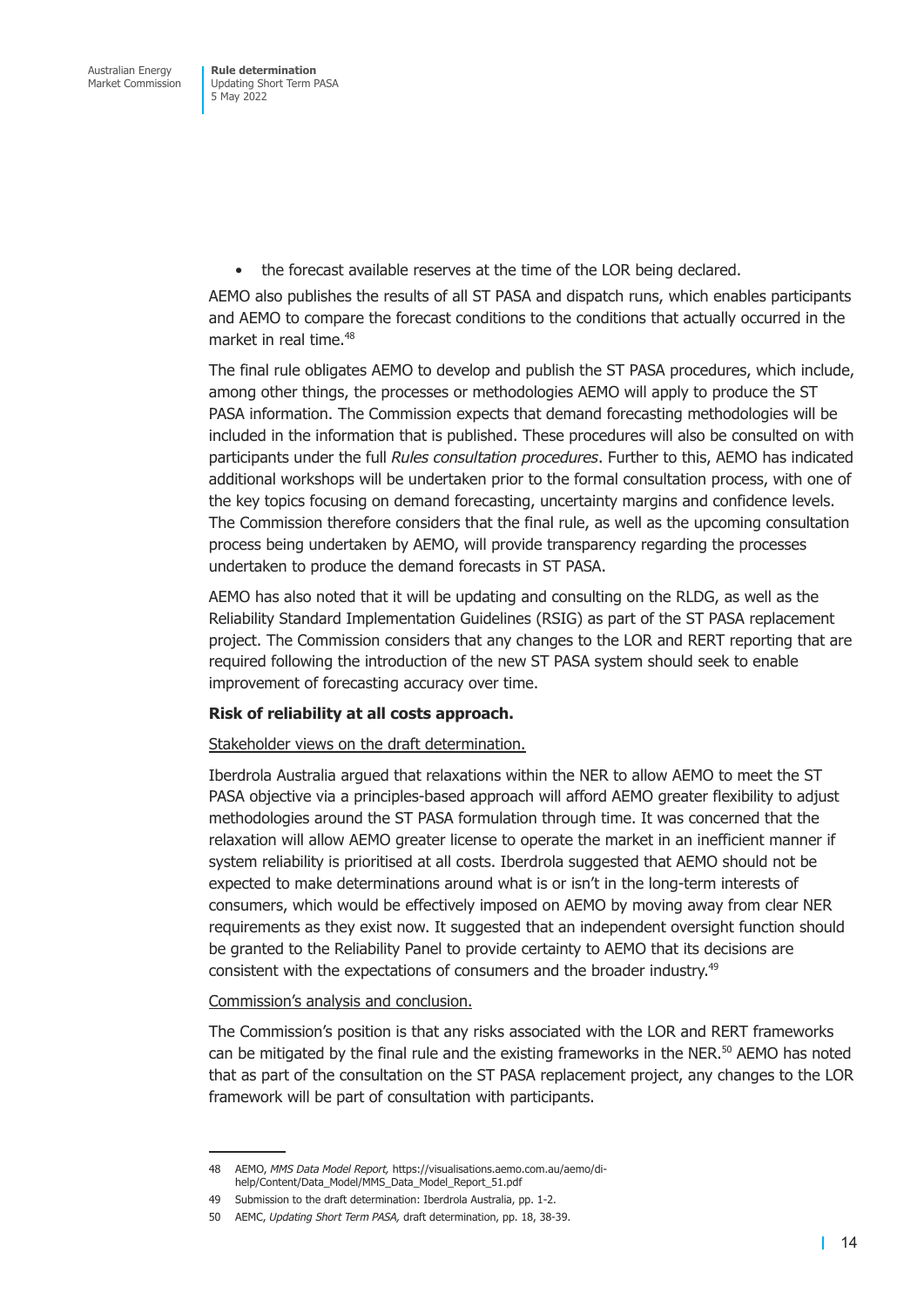- the forecast available reserves at the time of the LOR being declared.

AEMO also publishes the results of all ST PASA and dispatch runs, which enables participants and AEMO to compare the forecast conditions to the conditions that actually occurred in the market in real time.[48]

The final rule obligates AEMO to develop and publish the ST PASA procedures, which include, among other things, the processes or methodologies AEMO will apply to produce the ST PASA information. The Commission expects that demand forecasting methodologies will be included in the information that is published. These procedures will also be consulted on with participants under the full *Rules consultation procedures*. Further to this, AEMO has indicated additional workshops will be undertaken prior to the formal consultation process, with one of the key topics focusing on demand forecasting, uncertainty margins and confidence levels. The Commission therefore considers that the final rule, as well as the upcoming consultation process being undertaken by AEMO, will provide transparency regarding the processes undertaken to produce the demand forecasts in ST PASA.

AEMO has also noted that it will be updating and consulting on the RLDG, as well as the Reliability Standard Implementation Guidelines (RSIG) as part of the ST PASA replacement project. The Commission considers that any changes to the LOR and RERT reporting that are required following the introduction of the new ST PASA system should seek to enable improvement of forecasting accuracy over time.

**Risk of reliability at all costs approach.**

Stakeholder views on the draft determination.

Iberdrola Australia argued that relaxations within the NER to allow AEMO to meet the ST PASA objective via a principles-based approach will afford AEMO greater flexibility to adjust methodologies around the ST PASA formulation through time. It was concerned that the relaxation will allow AEMO greater license to operate the market in an inefficient manner if system reliability is prioritised at all costs. Iberdrola suggested that AEMO should not be expected to make determinations around what is or isn't in the long-term interests of consumers, which would be effectively imposed on AEMO by moving away from clear NER requirements as they exist now. It suggested that an independent oversight function should be granted to the Reliability Panel to provide certainty to AEMO that its decisions are consistent with the expectations of consumers and the broader industry.[49]

Commission's analysis and conclusion.

The Commission's position is that any risks associated with the LOR and RERT frameworks can be mitigated by the final rule and the existing frameworks in the NER.[50] AEMO has noted that as part of the consultation on the ST PASA replacement project, any changes to the LOR framework will be part of consultation with participants.

---

48 AEMO, *MMS Data Model Report,* https://visualisations.aemo.com.au/aemo/di-help/Content/Data_Model/MMS_Data_Model_Report_51.pdf

49 Submission to the draft determination: Iberdrola Australia, pp. 1-2.

50 AEMC, *Updating Short Term PASA,* draft determination, pp. 18, 38-39.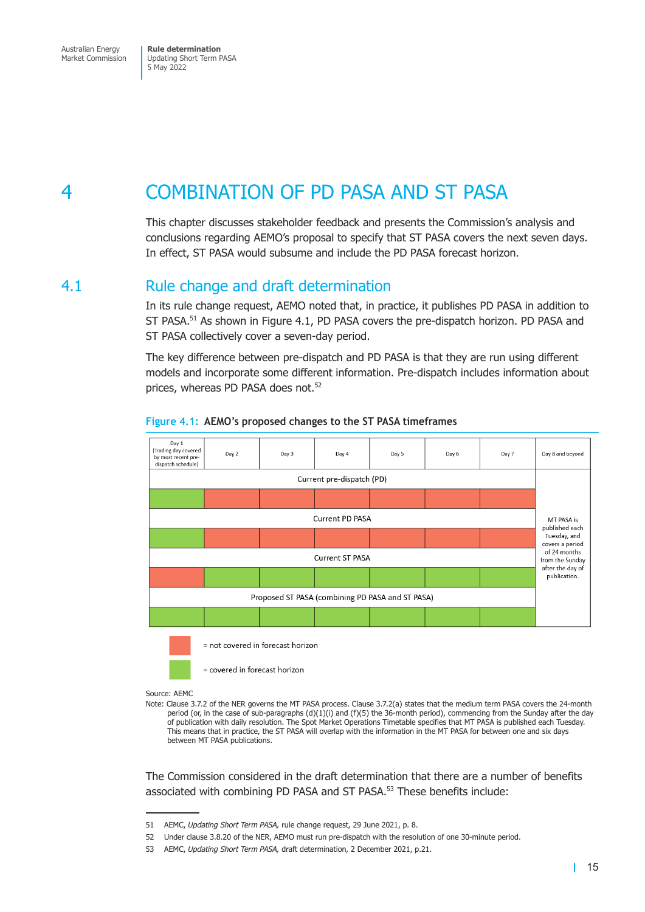# 4 COMBINATION OF PD PASA AND ST PASA

This chapter discusses stakeholder feedback and presents the Commission's analysis and conclusions regarding AEMO's proposal to specify that ST PASA covers the next seven days. In effect, ST PASA would subsume and include the PD PASA forecast horizon.

## 4.1 Rule change and draft determination

In its rule change request, AEMO noted that, in practice, it publishes PD PASA in addition to ST PASA.[51] As shown in Figure 4.1, PD PASA covers the pre-dispatch horizon. PD PASA and ST PASA collectively cover a seven-day period.

The key difference between pre-dispatch and PD PASA is that they are run using different models and incorporate some different information. Pre-dispatch includes information about prices, whereas PD PASA does not.[52]

**Figure 4.1: AEMO's proposed changes to the ST PASA timeframes**

Day 1 (Trading day covered by most recent pre-dispatch schedule)
Day 2
Day 3
Day 4
Day 5
Day 6
Day 7
Day 8 and beyond

Current pre-dispatch (PD)
Current PD PASA
Current ST PASA
Proposed ST PASA (combining PD PASA and ST PASA)

MT PASA is published each Tuesday, and covers a period of 24 months from the Sunday after the day of publication.

= not covered in forecast horizon
= covered in forecast horizon

Source: AEMC

Note: Clause 3.7.2 of the NER governs the MT PASA process. Clause 3.7.2(a) states that the medium term PASA covers the 24-month period (or, in the case of sub-paragraphs (d)(1)(i) and (f)(5) the 36-month period), commencing from the Sunday after the day of publication with daily resolution. The Spot Market Operations Timetable specifies that MT PASA is published each Tuesday. This means that in practice, the ST PASA will overlap with the information in the MT PASA for between one and six days between MT PASA publications.

The Commission considered in the draft determination that there are a number of benefits associated with combining PD PASA and ST PASA.[53] These benefits include:

---

51 AEMC, *Updating Short Term PASA,* rule change request, 29 June 2021, p. 8.

52 Under clause 3.8.20 of the NER, AEMO must run pre-dispatch with the resolution of one 30-minute period.

53 AEMC, *Updating Short Term PASA,* draft determination, 2 December 2021, p.21.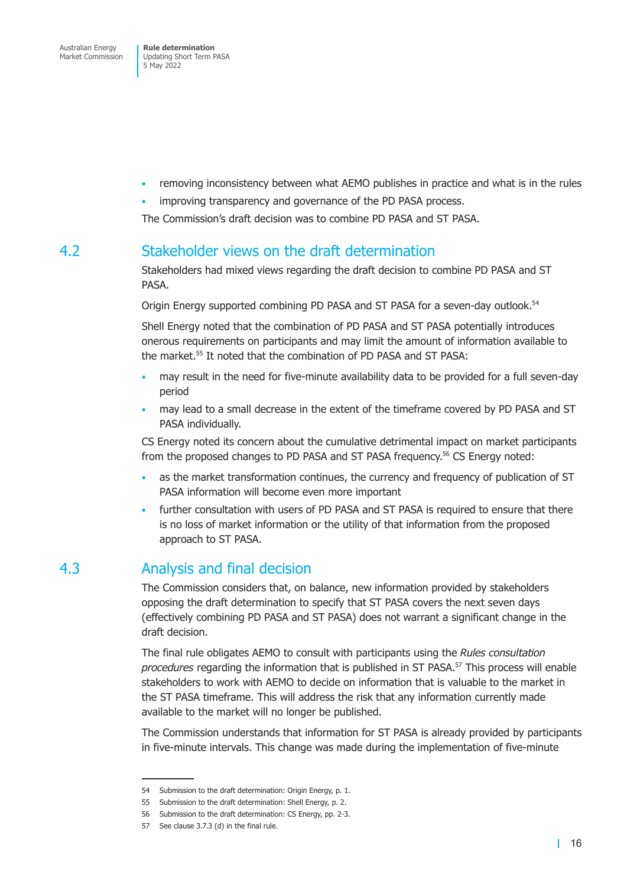- removing inconsistency between what AEMO publishes in practice and what is in the rules
- improving transparency and governance of the PD PASA process.

The Commission's draft decision was to combine PD PASA and ST PASA.

## 4.2 Stakeholder views on the draft determination

Stakeholders had mixed views regarding the draft decision to combine PD PASA and ST PASA.

Origin Energy supported combining PD PASA and ST PASA for a seven-day outlook.[54]

Shell Energy noted that the combination of PD PASA and ST PASA potentially introduces onerous requirements on participants and may limit the amount of information available to the market.[55] It noted that the combination of PD PASA and ST PASA:

- may result in the need for five-minute availability data to be provided for a full seven-day period
- may lead to a small decrease in the extent of the timeframe covered by PD PASA and ST PASA individually.

CS Energy noted its concern about the cumulative detrimental impact on market participants from the proposed changes to PD PASA and ST PASA frequency.[56] CS Energy noted:

- as the market transformation continues, the currency and frequency of publication of ST PASA information will become even more important
- further consultation with users of PD PASA and ST PASA is required to ensure that there is no loss of market information or the utility of that information from the proposed approach to ST PASA.

## 4.3 Analysis and final decision

The Commission considers that, on balance, new information provided by stakeholders opposing the draft determination to specify that ST PASA covers the next seven days (effectively combining PD PASA and ST PASA) does not warrant a significant change in the draft decision.

The final rule obligates AEMO to consult with participants using the *Rules consultation procedures* regarding the information that is published in ST PASA.[57] This process will enable stakeholders to work with AEMO to decide on information that is valuable to the market in the ST PASA timeframe. This will address the risk that any information currently made available to the market will no longer be published.

The Commission understands that information for ST PASA is already provided by participants in five-minute intervals. This change was made during the implementation of five-minute

---

54 Submission to the draft determination: Origin Energy, p. 1.

55 Submission to the draft determination: Shell Energy, p. 2.

56 Submission to the draft determination: CS Energy, pp. 2-3.

57 See clause 3.7.3 (d) in the final rule.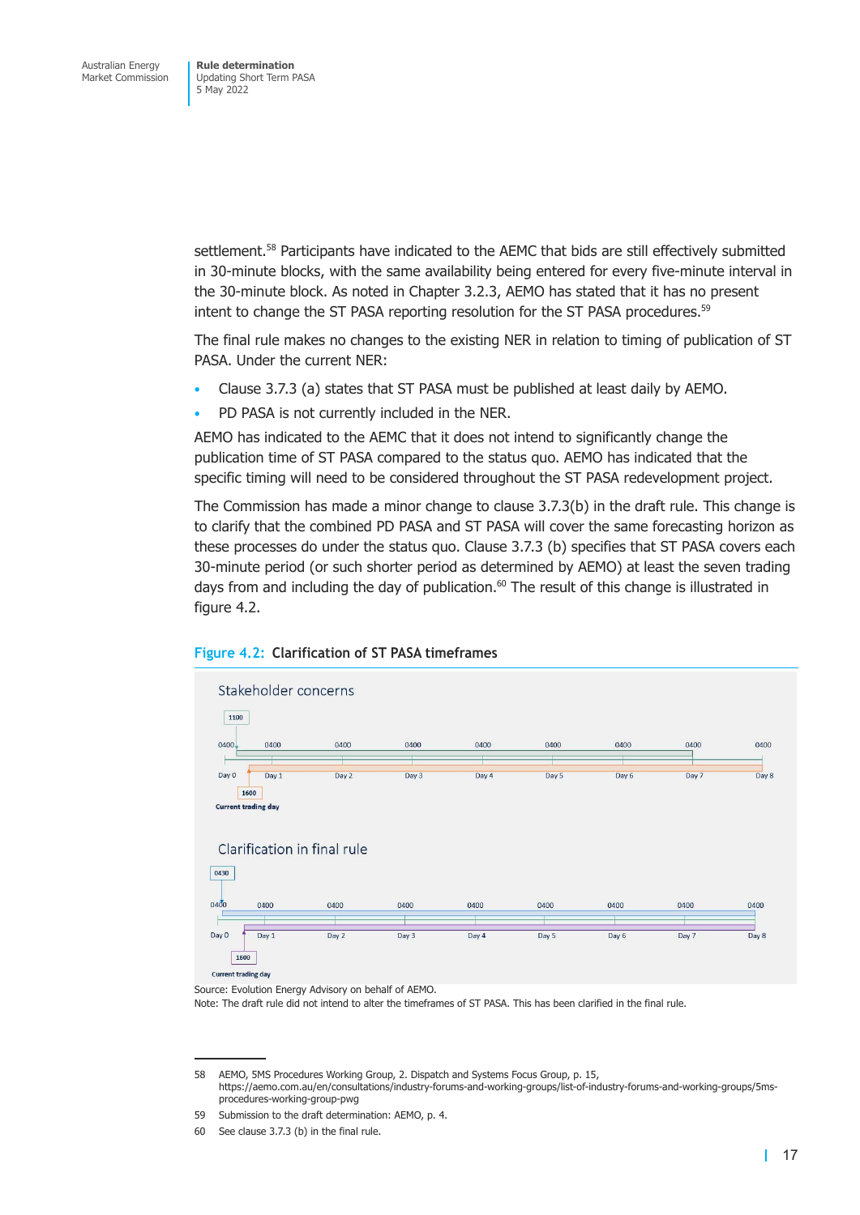settlement.[58] Participants have indicated to the AEMC that bids are still effectively submitted in 30-minute blocks, with the same availability being entered for every five-minute interval in the 30-minute block. As noted in Chapter 3.2.3, AEMO has stated that it has no present intent to change the ST PASA reporting resolution for the ST PASA procedures.[59]

The final rule makes no changes to the existing NER in relation to timing of publication of ST PASA. Under the current NER:

- Clause 3.7.3 (a) states that ST PASA must be published at least daily by AEMO.
- PD PASA is not currently included in the NER.

AEMO has indicated to the AEMC that it does not intend to significantly change the publication time of ST PASA compared to the status quo. AEMO has indicated that the specific timing will need to be considered throughout the ST PASA redevelopment project.

The Commission has made a minor change to clause 3.7.3(b) in the draft rule. This change is to clarify that the combined PD PASA and ST PASA will cover the same forecasting horizon as these processes do under the status quo. Clause 3.7.3 (b) specifies that ST PASA covers each 30-minute period (or such shorter period as determined by AEMO) at least the seven trading days from and including the day of publication.[60] The result of this change is illustrated in figure 4.2.

**Figure 4.2: Clarification of ST PASA timeframes**

Stakeholder concerns

1100

0400 0400 0400 0400 0400 0400 0400 0400 0400

Day 0 Day 1 Day 2 Day 3 Day 4 Day 5 Day 6 Day 7 Day 8

1600

Current trading day

Clarification in final rule

0430

0400 0400 0400 0400 0400 0400 0400 0400 0400

Day 0 Day 1 Day 2 Day 3 Day 4 Day 5 Day 6 Day 7 Day 8

1600

Current trading day

Source: Evolution Energy Advisory on behalf of AEMO.
Note: The draft rule did not intend to alter the timeframes of ST PASA. This has been clarified in the final rule.

58 AEMO, 5MS Procedures Working Group, 2. Dispatch and Systems Focus Group, p. 15, https://aemo.com.au/en/consultations/industry-forums-and-working-groups/list-of-industry-forums-and-working-groups/5ms-procedures-working-group-pwg

59 Submission to the draft determination: AEMO, p. 4.

60 See clause 3.7.3 (b) in the final rule.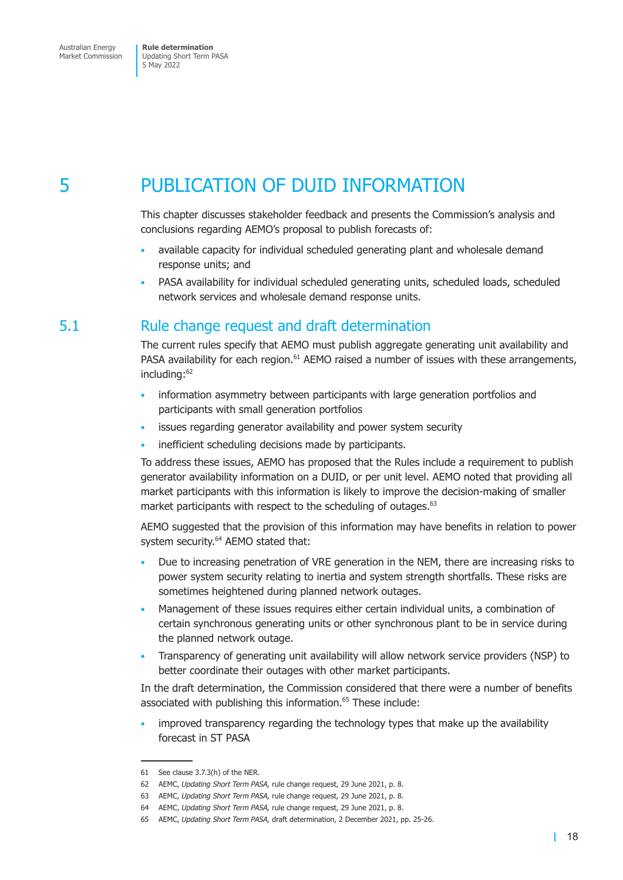# 5 PUBLICATION OF DUID INFORMATION

This chapter discusses stakeholder feedback and presents the Commission's analysis and conclusions regarding AEMO's proposal to publish forecasts of:

- available capacity for individual scheduled generating plant and wholesale demand response units; and
- PASA availability for individual scheduled generating units, scheduled loads, scheduled network services and wholesale demand response units.

## 5.1 Rule change request and draft determination

The current rules specify that AEMO must publish aggregate generating unit availability and PASA availability for each region.[61] AEMO raised a number of issues with these arrangements, including:[62]

- information asymmetry between participants with large generation portfolios and participants with small generation portfolios
- issues regarding generator availability and power system security
- inefficient scheduling decisions made by participants.

To address these issues, AEMO has proposed that the Rules include a requirement to publish generator availability information on a DUID, or per unit level. AEMO noted that providing all market participants with this information is likely to improve the decision-making of smaller market participants with respect to the scheduling of outages.[63]

AEMO suggested that the provision of this information may have benefits in relation to power system security.[64] AEMO stated that:

- Due to increasing penetration of VRE generation in the NEM, there are increasing risks to power system security relating to inertia and system strength shortfalls. These risks are sometimes heightened during planned network outages.
- Management of these issues requires either certain individual units, a combination of certain synchronous generating units or other synchronous plant to be in service during the planned network outage.
- Transparency of generating unit availability will allow network service providers (NSP) to better coordinate their outages with other market participants.

In the draft determination, the Commission considered that there were a number of benefits associated with publishing this information.[65] These include:

- improved transparency regarding the technology types that make up the availability forecast in ST PASA

---

61 See clause 3.7.3(h) of the NER.

62 AEMC, *Updating Short Term PASA,* rule change request, 29 June 2021, p. 8.

63 AEMC, *Updating Short Term PASA,* rule change request, 29 June 2021, p. 8.

64 AEMC, *Updating Short Term PASA,* rule change request, 29 June 2021, p. 8.

65 AEMC, *Updating Short Term PASA,* draft determination, 2 December 2021, pp. 25-26.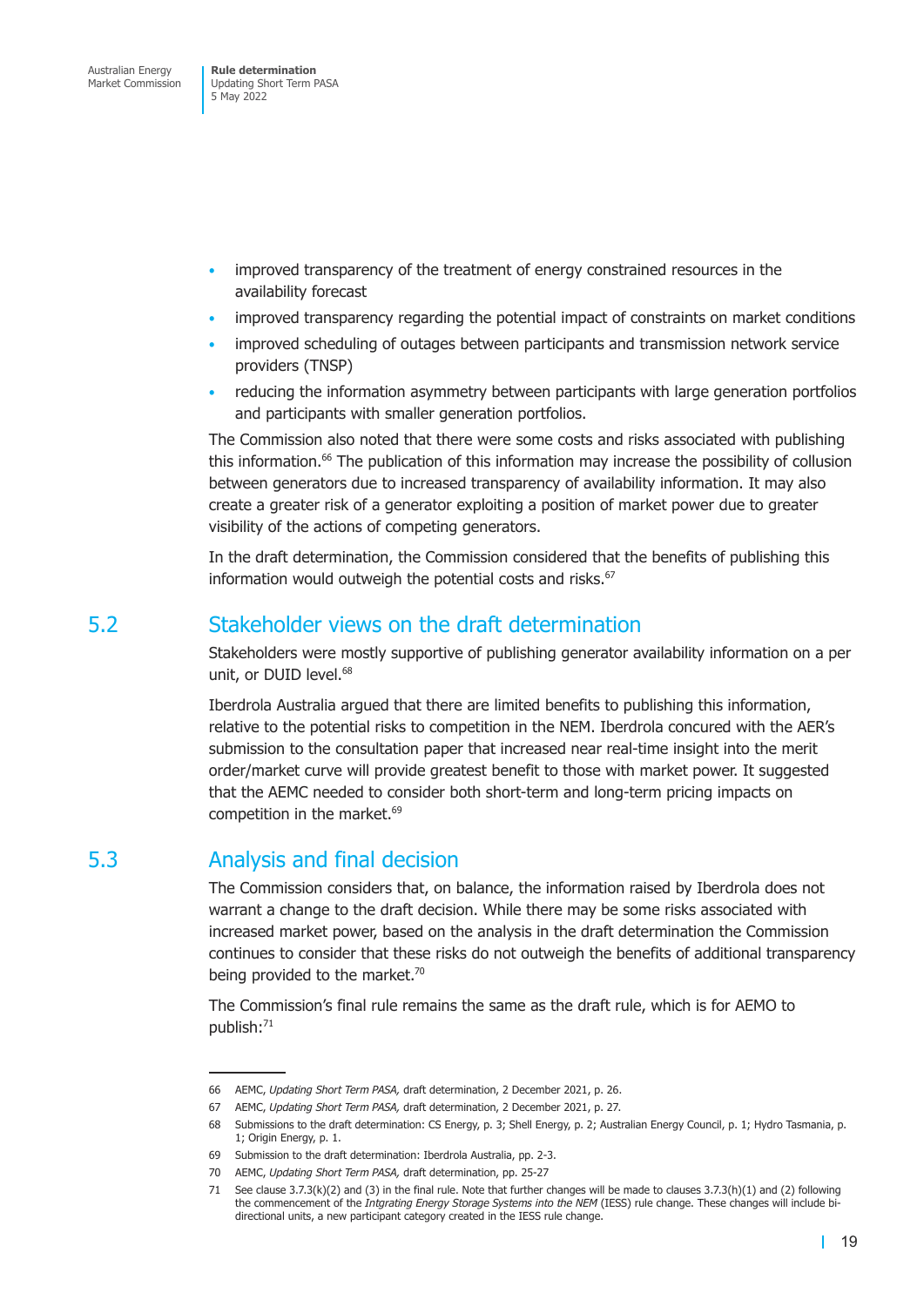- improved transparency of the treatment of energy constrained resources in the availability forecast
- improved transparency regarding the potential impact of constraints on market conditions
- improved scheduling of outages between participants and transmission network service providers (TNSP)
- reducing the information asymmetry between participants with large generation portfolios and participants with smaller generation portfolios.

The Commission also noted that there were some costs and risks associated with publishing this information.[66] The publication of this information may increase the possibility of collusion between generators due to increased transparency of availability information. It may also create a greater risk of a generator exploiting a position of market power due to greater visibility of the actions of competing generators.

In the draft determination, the Commission considered that the benefits of publishing this information would outweigh the potential costs and risks.[67]

## 5.2 Stakeholder views on the draft determination

Stakeholders were mostly supportive of publishing generator availability information on a per unit, or DUID level.[68]

Iberdrola Australia argued that there are limited benefits to publishing this information, relative to the potential risks to competition in the NEM. Iberdrola concured with the AER's submission to the consultation paper that increased near real-time insight into the merit order/market curve will provide greatest benefit to those with market power. It suggested that the AEMC needed to consider both short-term and long-term pricing impacts on competition in the market.[69]

## 5.3 Analysis and final decision

The Commission considers that, on balance, the information raised by Iberdrola does not warrant a change to the draft decision. While there may be some risks associated with increased market power, based on the analysis in the draft determination the Commission continues to consider that these risks do not outweigh the benefits of additional transparency being provided to the market.[70]

The Commission's final rule remains the same as the draft rule, which is for AEMO to publish:[71]

---

66 AEMC, *Updating Short Term PASA,* draft determination, 2 December 2021, p. 26.

67 AEMC, *Updating Short Term PASA,* draft determination, 2 December 2021, p. 27.

68 Submissions to the draft determination: CS Energy, p. 3; Shell Energy, p. 2; Australian Energy Council, p. 1; Hydro Tasmania, p. 1; Origin Energy, p. 1.

69 Submission to the draft determination: Iberdrola Australia, pp. 2-3.

70 AEMC, *Updating Short Term PASA,* draft determination, pp. 25-27

71 See clause 3.7.3(k)(2) and (3) in the final rule. Note that further changes will be made to clauses 3.7.3(h)(1) and (2) following the commencement of the *Intgrating Energy Storage Systems into the NEM* (IESS) rule change. These changes will include bi-directional units, a new participant category created in the IESS rule change.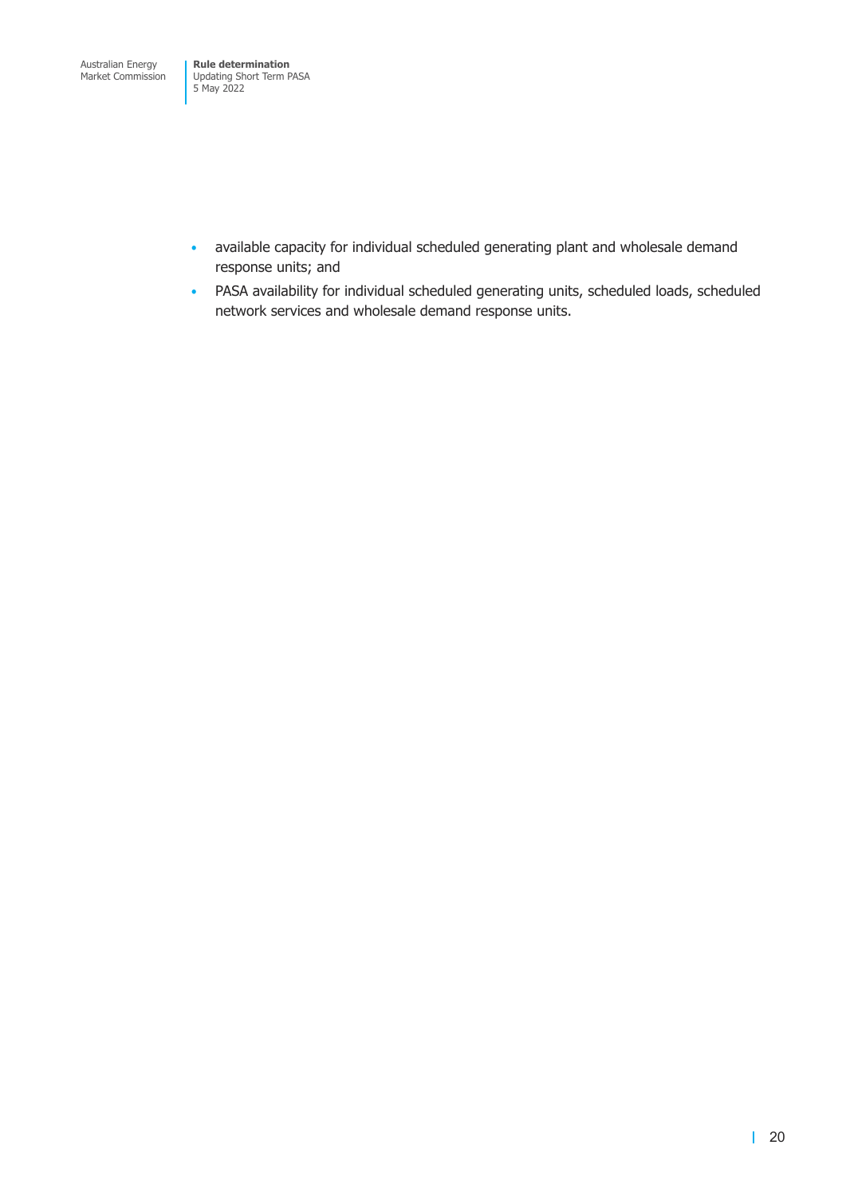- available capacity for individual scheduled generating plant and wholesale demand response units; and
- PASA availability for individual scheduled generating units, scheduled loads, scheduled network services and wholesale demand response units.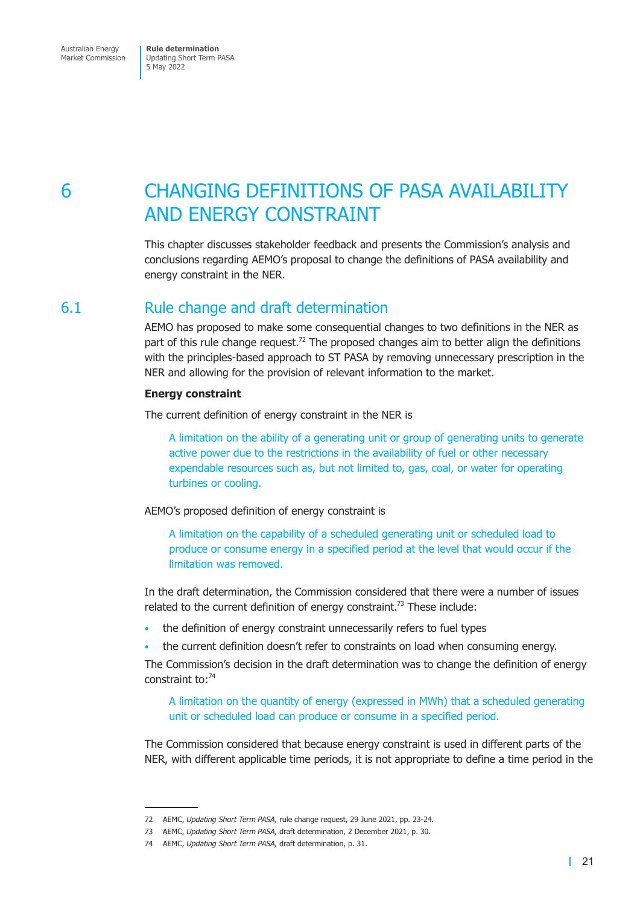# 6 CHANGING DEFINITIONS OF PASA AVAILABILITY AND ENERGY CONSTRAINT

This chapter discusses stakeholder feedback and presents the Commission's analysis and conclusions regarding AEMO's proposal to change the definitions of PASA availability and energy constraint in the NER.

## 6.1 Rule change and draft determination

AEMO has proposed to make some consequential changes to two definitions in the NER as part of this rule change request.[72] The proposed changes aim to better align the definitions with the principles-based approach to ST PASA by removing unnecessary prescription in the NER and allowing for the provision of relevant information to the market.

**Energy constraint**

The current definition of energy constraint in the NER is

> A limitation on the ability of a generating unit or group of generating units to generate active power due to the restrictions in the availability of fuel or other necessary expendable resources such as, but not limited to, gas, coal, or water for operating turbines or cooling.

AEMO's proposed definition of energy constraint is

> A limitation on the capability of a scheduled generating unit or scheduled load to produce or consume energy in a specified period at the level that would occur if the limitation was removed.

In the draft determination, the Commission considered that there were a number of issues related to the current definition of energy constraint.[73] These include:

- the definition of energy constraint unnecessarily refers to fuel types
- the current definition doesn't refer to constraints on load when consuming energy.

The Commission's decision in the draft determination was to change the definition of energy constraint to:[74]

> A limitation on the quantity of energy (expressed in MWh) that a scheduled generating unit or scheduled load can produce or consume in a specified period.

The Commission considered that because energy constraint is used in different parts of the NER, with different applicable time periods, it is not appropriate to define a time period in the

---

72 AEMC, *Updating Short Term PASA,* rule change request, 29 June 2021, pp. 23-24.

73 AEMC, *Updating Short Term PASA,* draft determination, 2 December 2021, p. 30.

74 AEMC, *Updating Short Term PASA,* draft determination, p. 31.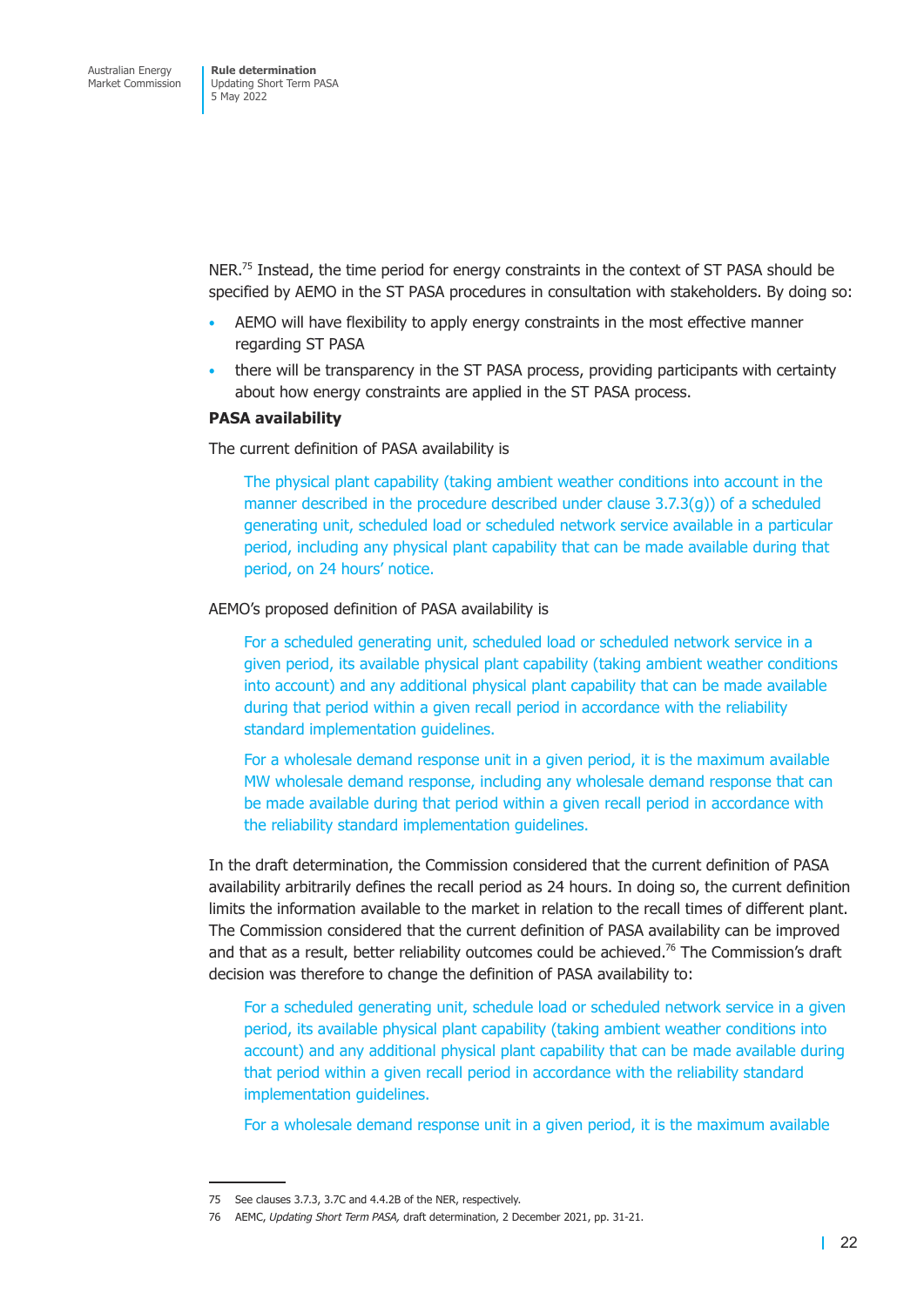NER.[75] Instead, the time period for energy constraints in the context of ST PASA should be specified by AEMO in the ST PASA procedures in consultation with stakeholders. By doing so:

- AEMO will have flexibility to apply energy constraints in the most effective manner regarding ST PASA
- there will be transparency in the ST PASA process, providing participants with certainty about how energy constraints are applied in the ST PASA process.

**PASA availability**

The current definition of PASA availability is

> The physical plant capability (taking ambient weather conditions into account in the manner described in the procedure described under clause 3.7.3(g)) of a scheduled generating unit, scheduled load or scheduled network service available in a particular period, including any physical plant capability that can be made available during that period, on 24 hours' notice.

AEMO's proposed definition of PASA availability is

> For a scheduled generating unit, scheduled load or scheduled network service in a given period, its available physical plant capability (taking ambient weather conditions into account) and any additional physical plant capability that can be made available during that period within a given recall period in accordance with the reliability standard implementation guidelines.
>
> For a wholesale demand response unit in a given period, it is the maximum available MW wholesale demand response, including any wholesale demand response that can be made available during that period within a given recall period in accordance with the reliability standard implementation guidelines.

In the draft determination, the Commission considered that the current definition of PASA availability arbitrarily defines the recall period as 24 hours. In doing so, the current definition limits the information available to the market in relation to the recall times of different plant. The Commission considered that the current definition of PASA availability can be improved and that as a result, better reliability outcomes could be achieved.[76] The Commission's draft decision was therefore to change the definition of PASA availability to:

> For a scheduled generating unit, schedule load or scheduled network service in a given period, its available physical plant capability (taking ambient weather conditions into account) and any additional physical plant capability that can be made available during that period within a given recall period in accordance with the reliability standard implementation guidelines.
>
> For a wholesale demand response unit in a given period, it is the maximum available

75 See clauses 3.7.3, 3.7C and 4.4.2B of the NER, respectively.

76 AEMC, *Updating Short Term PASA,* draft determination, 2 December 2021, pp. 31-21.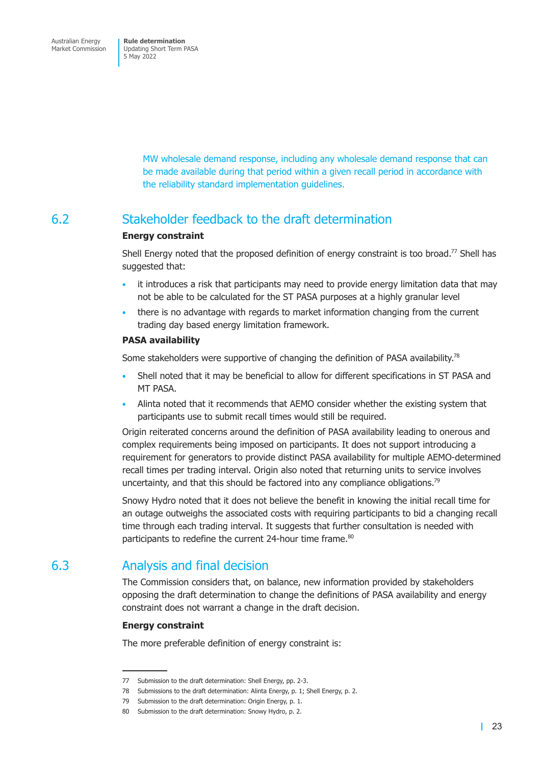MW wholesale demand response, including any wholesale demand response that can be made available during that period within a given recall period in accordance with the reliability standard implementation guidelines.

## 6.2 Stakeholder feedback to the draft determination

**Energy constraint**

Shell Energy noted that the proposed definition of energy constraint is too broad.[77] Shell has suggested that:

- it introduces a risk that participants may need to provide energy limitation data that may not be able to be calculated for the ST PASA purposes at a highly granular level
- there is no advantage with regards to market information changing from the current trading day based energy limitation framework.

**PASA availability**

Some stakeholders were supportive of changing the definition of PASA availability.[78]

- Shell noted that it may be beneficial to allow for different specifications in ST PASA and MT PASA.
- Alinta noted that it recommends that AEMO consider whether the existing system that participants use to submit recall times would still be required.

Origin reiterated concerns around the definition of PASA availability leading to onerous and complex requirements being imposed on participants. It does not support introducing a requirement for generators to provide distinct PASA availability for multiple AEMO-determined recall times per trading interval. Origin also noted that returning units to service involves uncertainty, and that this should be factored into any compliance obligations.[79]

Snowy Hydro noted that it does not believe the benefit in knowing the initial recall time for an outage outweighs the associated costs with requiring participants to bid a changing recall time through each trading interval. It suggests that further consultation is needed with participants to redefine the current 24-hour time frame.[80]

## 6.3 Analysis and final decision

The Commission considers that, on balance, new information provided by stakeholders opposing the draft determination to change the definitions of PASA availability and energy constraint does not warrant a change in the draft decision.

**Energy constraint**

The more preferable definition of energy constraint is:

77 Submission to the draft determination: Shell Energy, pp. 2-3.

78 Submissions to the draft determination: Alinta Energy, p. 1; Shell Energy, p. 2.

79 Submission to the draft determination: Origin Energy, p. 1.

80 Submission to the draft determination: Snowy Hydro, p. 2.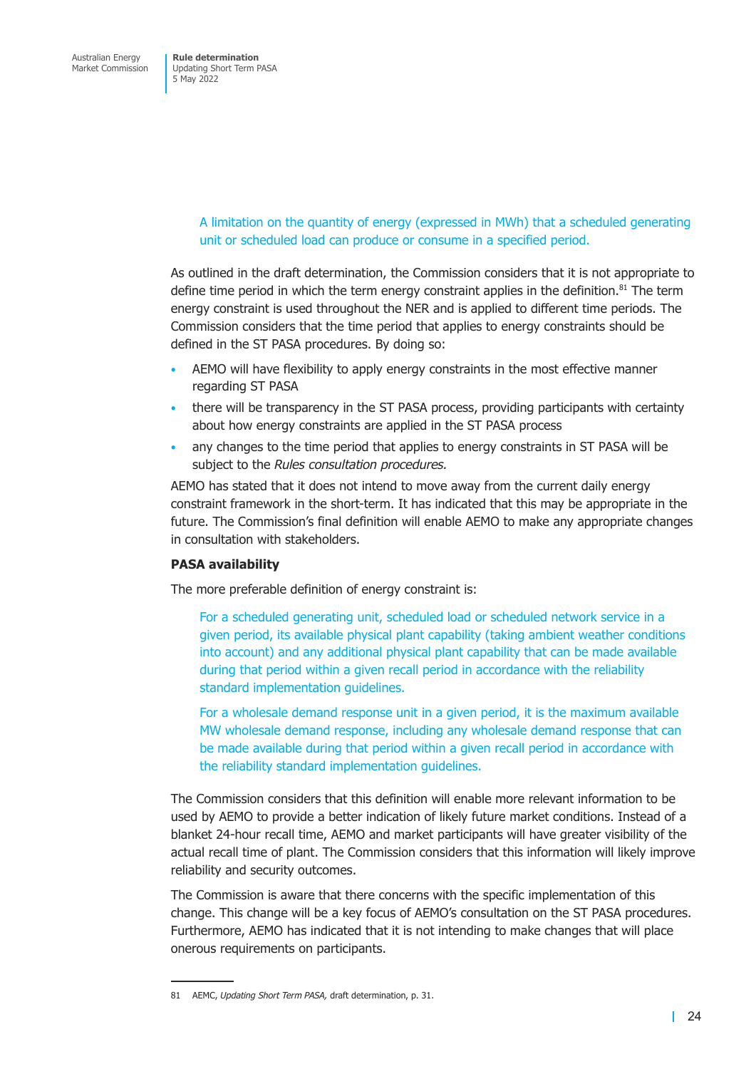> A limitation on the quantity of energy (expressed in MWh) that a scheduled generating unit or scheduled load can produce or consume in a specified period.

As outlined in the draft determination, the Commission considers that it is not appropriate to define time period in which the term energy constraint applies in the definition.[81] The term energy constraint is used throughout the NER and is applied to different time periods. The Commission considers that the time period that applies to energy constraints should be defined in the ST PASA procedures. By doing so:

- AEMO will have flexibility to apply energy constraints in the most effective manner regarding ST PASA
- there will be transparency in the ST PASA process, providing participants with certainty about how energy constraints are applied in the ST PASA process
- any changes to the time period that applies to energy constraints in ST PASA will be subject to the *Rules consultation procedures.*

AEMO has stated that it does not intend to move away from the current daily energy constraint framework in the short-term. It has indicated that this may be appropriate in the future. The Commission's final definition will enable AEMO to make any appropriate changes in consultation with stakeholders.

**PASA availability**

The more preferable definition of energy constraint is:

> For a scheduled generating unit, scheduled load or scheduled network service in a given period, its available physical plant capability (taking ambient weather conditions into account) and any additional physical plant capability that can be made available during that period within a given recall period in accordance with the reliability standard implementation guidelines.
>
> For a wholesale demand response unit in a given period, it is the maximum available MW wholesale demand response, including any wholesale demand response that can be made available during that period within a given recall period in accordance with the reliability standard implementation guidelines.

The Commission considers that this definition will enable more relevant information to be used by AEMO to provide a better indication of likely future market conditions. Instead of a blanket 24-hour recall time, AEMO and market participants will have greater visibility of the actual recall time of plant. The Commission considers that this information will likely improve reliability and security outcomes.

The Commission is aware that there concerns with the specific implementation of this change. This change will be a key focus of AEMO's consultation on the ST PASA procedures. Furthermore, AEMO has indicated that it is not intending to make changes that will place onerous requirements on participants.

81 AEMC, *Updating Short Term PASA,* draft determination, p. 31.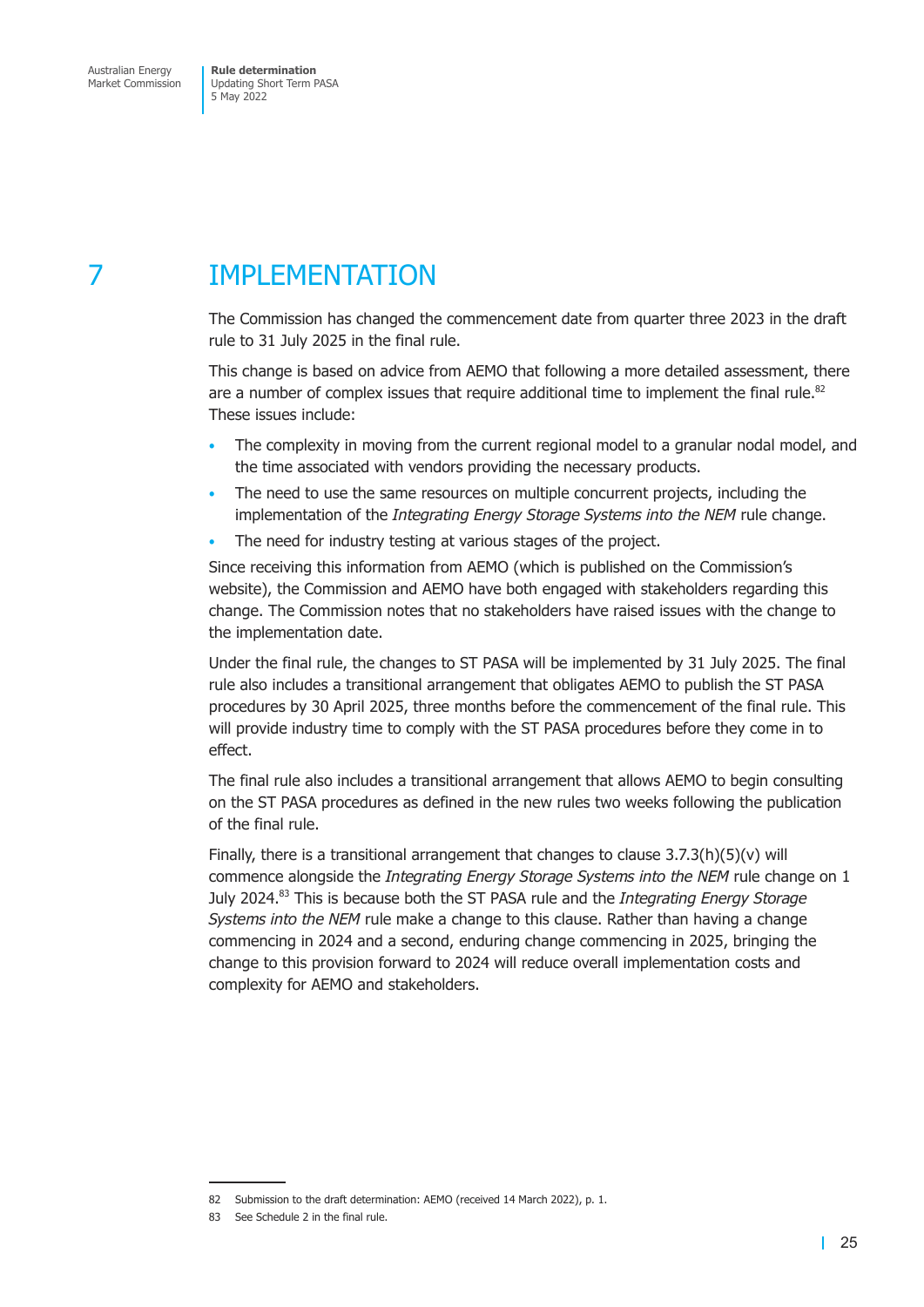# 7 IMPLEMENTATION

The Commission has changed the commencement date from quarter three 2023 in the draft rule to 31 July 2025 in the final rule.

This change is based on advice from AEMO that following a more detailed assessment, there are a number of complex issues that require additional time to implement the final rule.[82] These issues include:

- The complexity in moving from the current regional model to a granular nodal model, and the time associated with vendors providing the necessary products.
- The need to use the same resources on multiple concurrent projects, including the implementation of the *Integrating Energy Storage Systems into the NEM* rule change.
- The need for industry testing at various stages of the project.

Since receiving this information from AEMO (which is published on the Commission's website), the Commission and AEMO have both engaged with stakeholders regarding this change. The Commission notes that no stakeholders have raised issues with the change to the implementation date.

Under the final rule, the changes to ST PASA will be implemented by 31 July 2025. The final rule also includes a transitional arrangement that obligates AEMO to publish the ST PASA procedures by 30 April 2025, three months before the commencement of the final rule. This will provide industry time to comply with the ST PASA procedures before they come in to effect.

The final rule also includes a transitional arrangement that allows AEMO to begin consulting on the ST PASA procedures as defined in the new rules two weeks following the publication of the final rule.

Finally, there is a transitional arrangement that changes to clause 3.7.3(h)(5)(v) will commence alongside the *Integrating Energy Storage Systems into the NEM* rule change on 1 July 2024.[83] This is because both the ST PASA rule and the *Integrating Energy Storage Systems into the NEM* rule make a change to this clause. Rather than having a change commencing in 2024 and a second, enduring change commencing in 2025, bringing the change to this provision forward to 2024 will reduce overall implementation costs and complexity for AEMO and stakeholders.

82 Submission to the draft determination: AEMO (received 14 March 2022), p. 1.

83 See Schedule 2 in the final rule.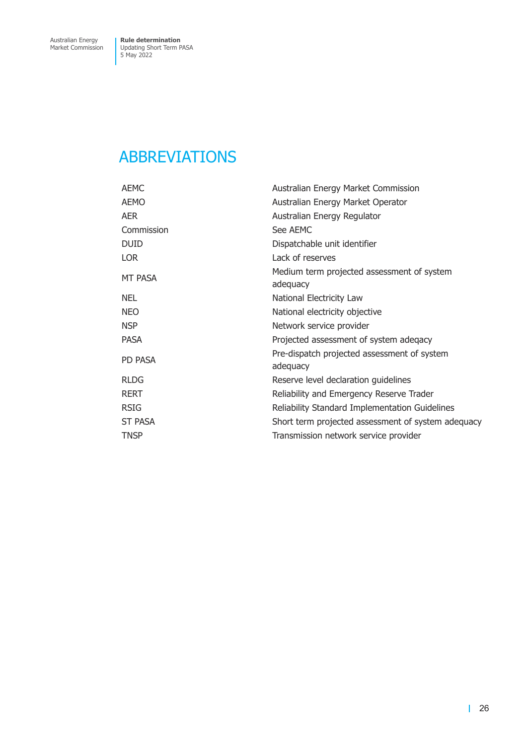# ABBREVIATIONS

| | |
|---|---|
| AEMC | Australian Energy Market Commission |
| AEMO | Australian Energy Market Operator |
| AER | Australian Energy Regulator |
| Commission | See AEMC |
| DUID | Dispatchable unit identifier |
| LOR | Lack of reserves |
| MT PASA | Medium term projected assessment of system adequacy |
| NEL | National Electricity Law |
| NEO | National electricity objective |
| NSP | Network service provider |
| PASA | Projected assessment of system adeqacy |
| PD PASA | Pre-dispatch projected assessment of system adequacy |
| RLDG | Reserve level declaration guidelines |
| RERT | Reliability and Emergency Reserve Trader |
| RSIG | Reliability Standard Implementation Guidelines |
| ST PASA | Short term projected assessment of system adequacy |
| TNSP | Transmission network service provider |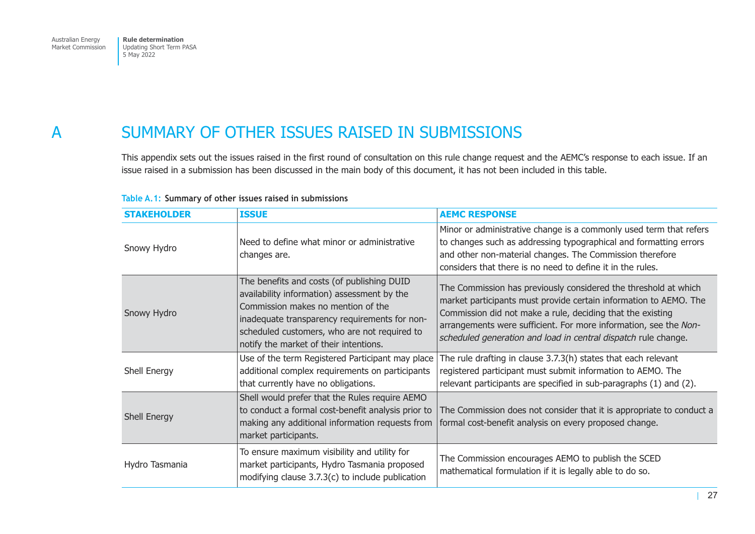# A SUMMARY OF OTHER ISSUES RAISED IN SUBMISSIONS

This appendix sets out the issues raised in the first round of consultation on this rule change request and the AEMC's response to each issue. If an issue raised in a submission has been discussed in the main body of this document, it has not been included in this table.

**Table A.1: Summary of other issues raised in submissions**

| STAKEHOLDER | ISSUE | AEMC RESPONSE |
|---|---|---|
| Snowy Hydro | Need to define what minor or administrative changes are. | Minor or administrative change is a commonly used term that refers to changes such as addressing typographical and formatting errors and other non-material changes. The Commission therefore considers that there is no need to define it in the rules. |
| Snowy Hydro | The benefits and costs (of publishing DUID availability information) assessment by the Commission makes no mention of the inadequate transparency requirements for non-scheduled customers, who are not required to notify the market of their intentions. | The Commission has previously considered the threshold at which market participants must provide certain information to AEMO. The Commission did not make a rule, deciding that the existing arrangements were sufficient. For more information, see the *Non-scheduled generation and load in central dispatch* rule change. |
| Shell Energy | Use of the term Registered Participant may place additional complex requirements on participants that currently have no obligations. | The rule drafting in clause 3.7.3(h) states that each relevant registered participant must submit information to AEMO. The relevant participants are specified in sub-paragraphs (1) and (2). |
| Shell Energy | Shell would prefer that the Rules require AEMO to conduct a formal cost-benefit analysis prior to making any additional information requests from market participants. | The Commission does not consider that it is appropriate to conduct a formal cost-benefit analysis on every proposed change. |
| Hydro Tasmania | To ensure maximum visibility and utility for market participants, Hydro Tasmania proposed modifying clause 3.7.3(c) to include publication | The Commission encourages AEMO to publish the SCED mathematical formulation if it is legally able to do so. |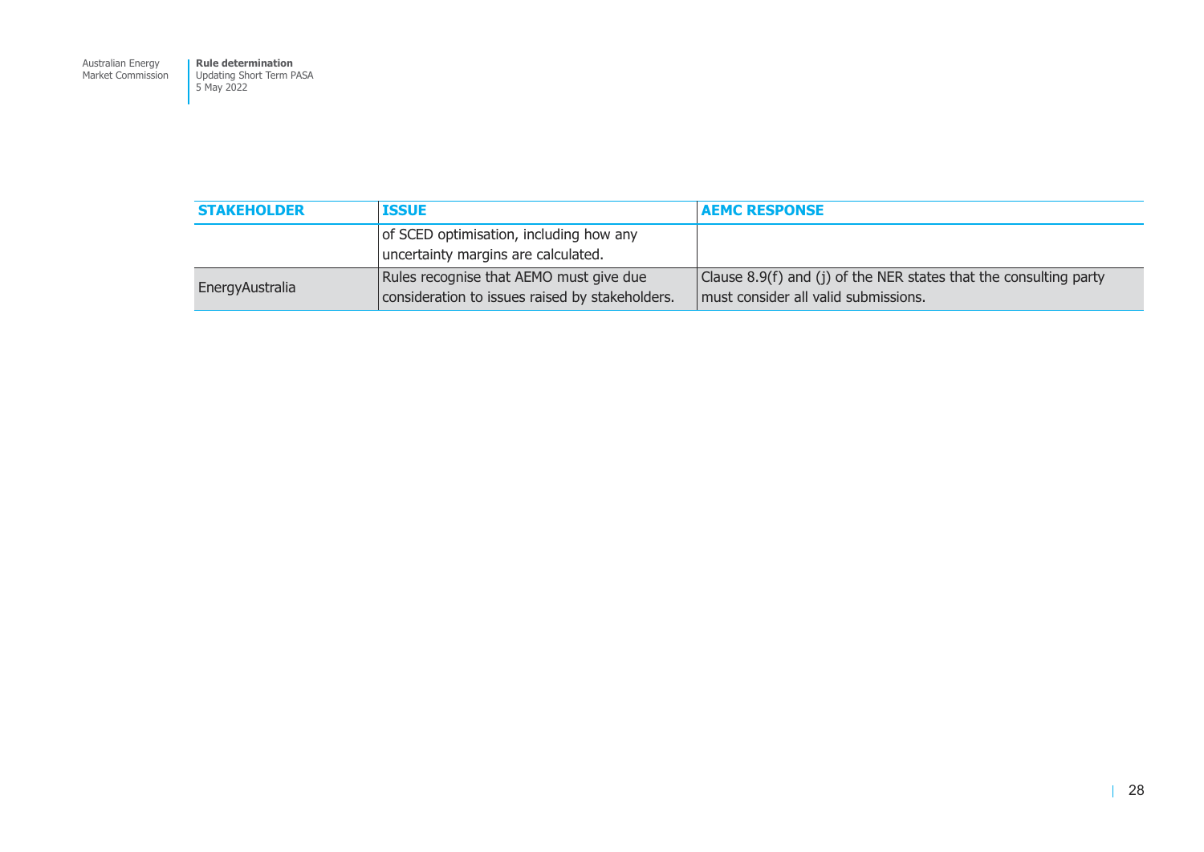| STAKEHOLDER | ISSUE | AEMC RESPONSE |
| --- | --- | --- |
| | of SCED optimisation, including how any uncertainty margins are calculated. | |
| EnergyAustralia | Rules recognise that AEMO must give due consideration to issues raised by stakeholders. | Clause 8.9(f) and (j) of the NER states that the consulting party must consider all valid submissions. |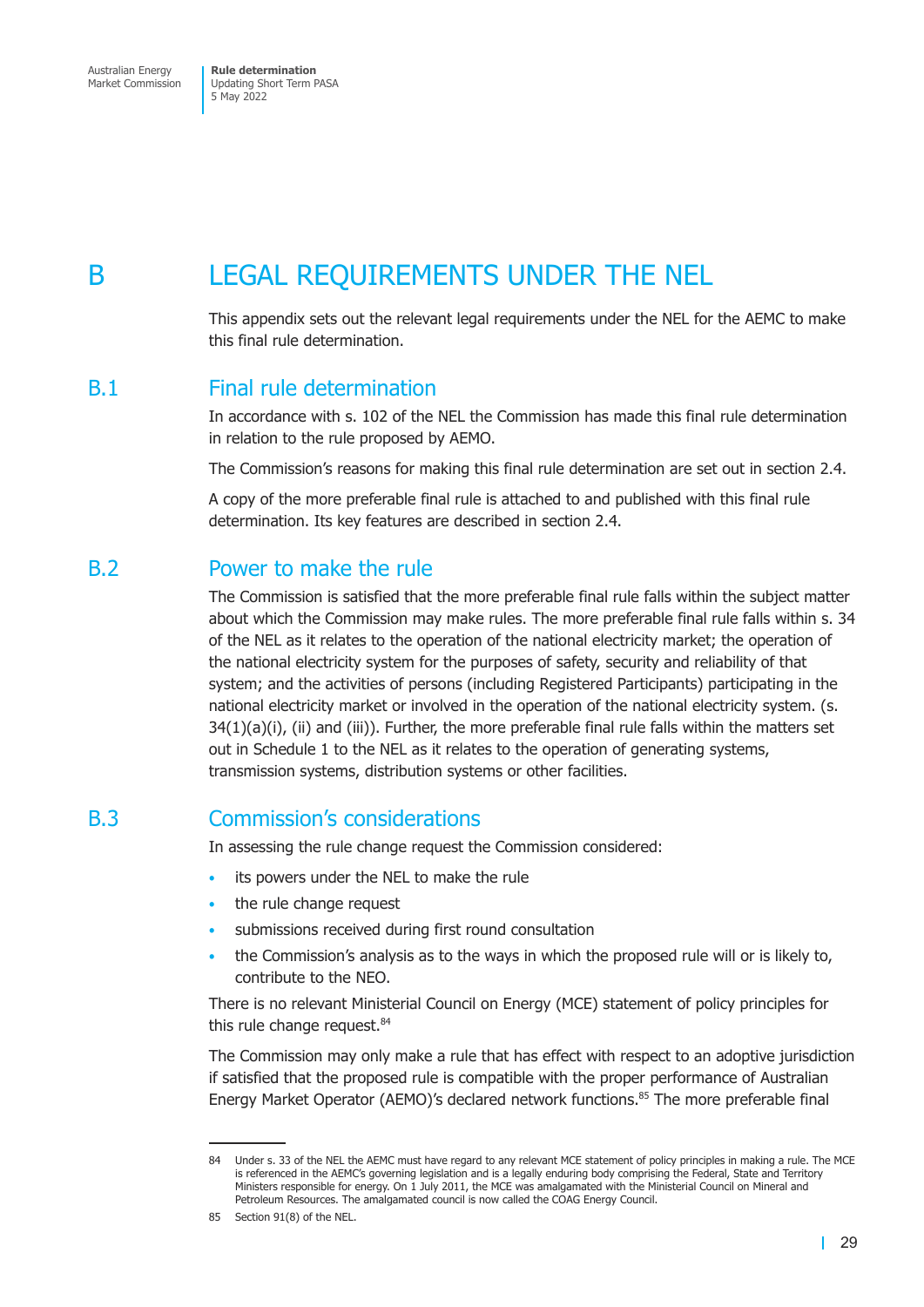# B LEGAL REQUIREMENTS UNDER THE NEL

This appendix sets out the relevant legal requirements under the NEL for the AEMC to make this final rule determination.

## B.1 Final rule determination

In accordance with s. 102 of the NEL the Commission has made this final rule determination in relation to the rule proposed by AEMO.

The Commission's reasons for making this final rule determination are set out in section 2.4.

A copy of the more preferable final rule is attached to and published with this final rule determination. Its key features are described in section 2.4.

## B.2 Power to make the rule

The Commission is satisfied that the more preferable final rule falls within the subject matter about which the Commission may make rules. The more preferable final rule falls within s. 34 of the NEL as it relates to the operation of the national electricity market; the operation of the national electricity system for the purposes of safety, security and reliability of that system; and the activities of persons (including Registered Participants) participating in the national electricity market or involved in the operation of the national electricity system. (s. 34(1)(a)(i), (ii) and (iii)). Further, the more preferable final rule falls within the matters set out in Schedule 1 to the NEL as it relates to the operation of generating systems, transmission systems, distribution systems or other facilities.

## B.3 Commission's considerations

In assessing the rule change request the Commission considered:

- its powers under the NEL to make the rule
- the rule change request
- submissions received during first round consultation
- the Commission's analysis as to the ways in which the proposed rule will or is likely to, contribute to the NEO.

There is no relevant Ministerial Council on Energy (MCE) statement of policy principles for this rule change request.[84]

The Commission may only make a rule that has effect with respect to an adoptive jurisdiction if satisfied that the proposed rule is compatible with the proper performance of Australian Energy Market Operator (AEMO)'s declared network functions.[85] The more preferable final

---

84 Under s. 33 of the NEL the AEMC must have regard to any relevant MCE statement of policy principles in making a rule. The MCE is referenced in the AEMC's governing legislation and is a legally enduring body comprising the Federal, State and Territory Ministers responsible for energy. On 1 July 2011, the MCE was amalgamated with the Ministerial Council on Mineral and Petroleum Resources. The amalgamated council is now called the COAG Energy Council.

85 Section 91(8) of the NEL.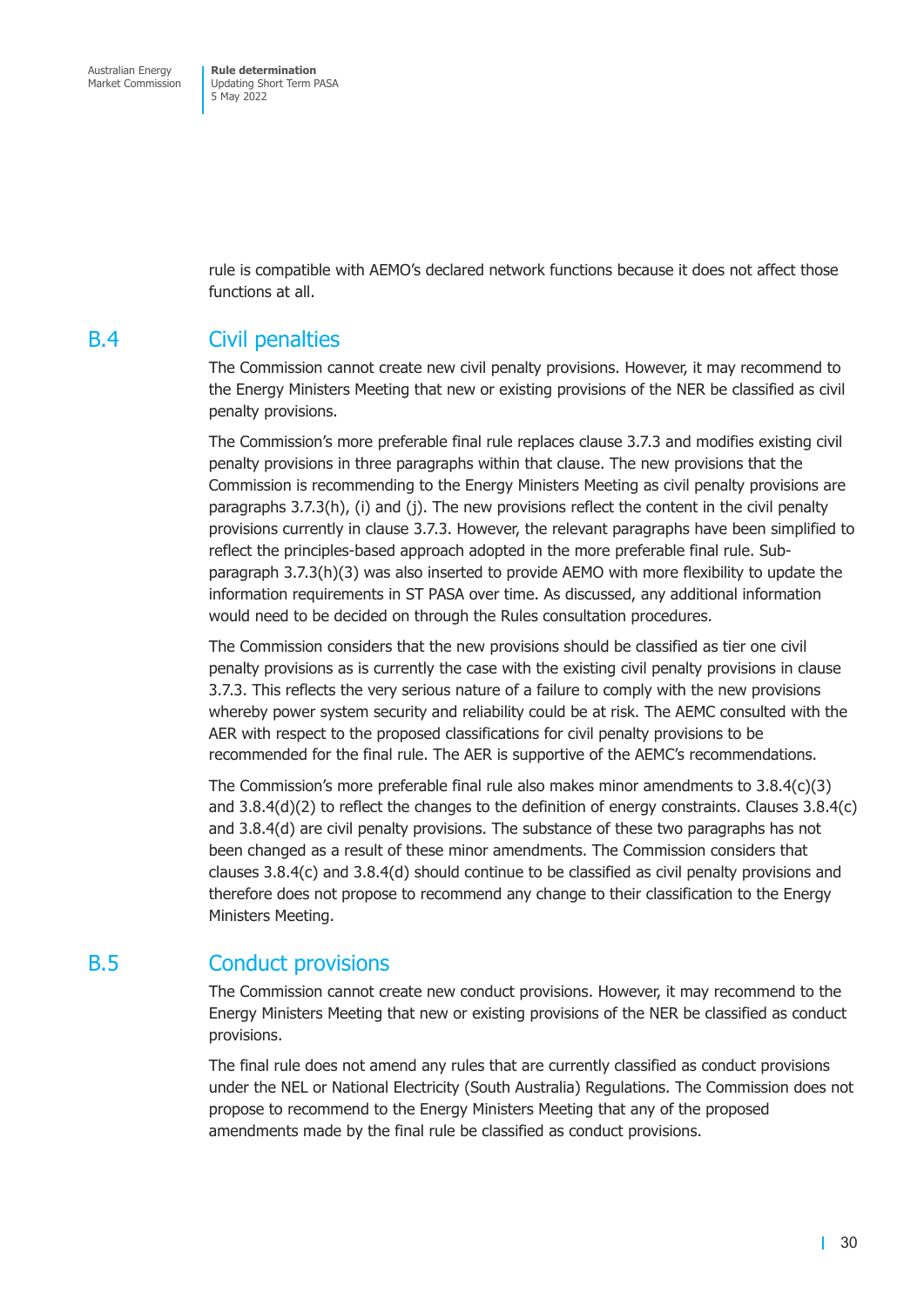rule is compatible with AEMO's declared network functions because it does not affect those functions at all.

## B.4 Civil penalties

The Commission cannot create new civil penalty provisions. However, it may recommend to the Energy Ministers Meeting that new or existing provisions of the NER be classified as civil penalty provisions.

The Commission's more preferable final rule replaces clause 3.7.3 and modifies existing civil penalty provisions in three paragraphs within that clause. The new provisions that the Commission is recommending to the Energy Ministers Meeting as civil penalty provisions are paragraphs 3.7.3(h), (i) and (j). The new provisions reflect the content in the civil penalty provisions currently in clause 3.7.3. However, the relevant paragraphs have been simplified to reflect the principles-based approach adopted in the more preferable final rule. Sub-paragraph 3.7.3(h)(3) was also inserted to provide AEMO with more flexibility to update the information requirements in ST PASA over time. As discussed, any additional information would need to be decided on through the Rules consultation procedures.

The Commission considers that the new provisions should be classified as tier one civil penalty provisions as is currently the case with the existing civil penalty provisions in clause 3.7.3. This reflects the very serious nature of a failure to comply with the new provisions whereby power system security and reliability could be at risk. The AEMC consulted with the AER with respect to the proposed classifications for civil penalty provisions to be recommended for the final rule. The AER is supportive of the AEMC's recommendations.

The Commission's more preferable final rule also makes minor amendments to 3.8.4(c)(3) and 3.8.4(d)(2) to reflect the changes to the definition of energy constraints. Clauses 3.8.4(c) and 3.8.4(d) are civil penalty provisions. The substance of these two paragraphs has not been changed as a result of these minor amendments. The Commission considers that clauses 3.8.4(c) and 3.8.4(d) should continue to be classified as civil penalty provisions and therefore does not propose to recommend any change to their classification to the Energy Ministers Meeting.

## B.5 Conduct provisions

The Commission cannot create new conduct provisions. However, it may recommend to the Energy Ministers Meeting that new or existing provisions of the NER be classified as conduct provisions.

The final rule does not amend any rules that are currently classified as conduct provisions under the NEL or National Electricity (South Australia) Regulations. The Commission does not propose to recommend to the Energy Ministers Meeting that any of the proposed amendments made by the final rule be classified as conduct provisions.